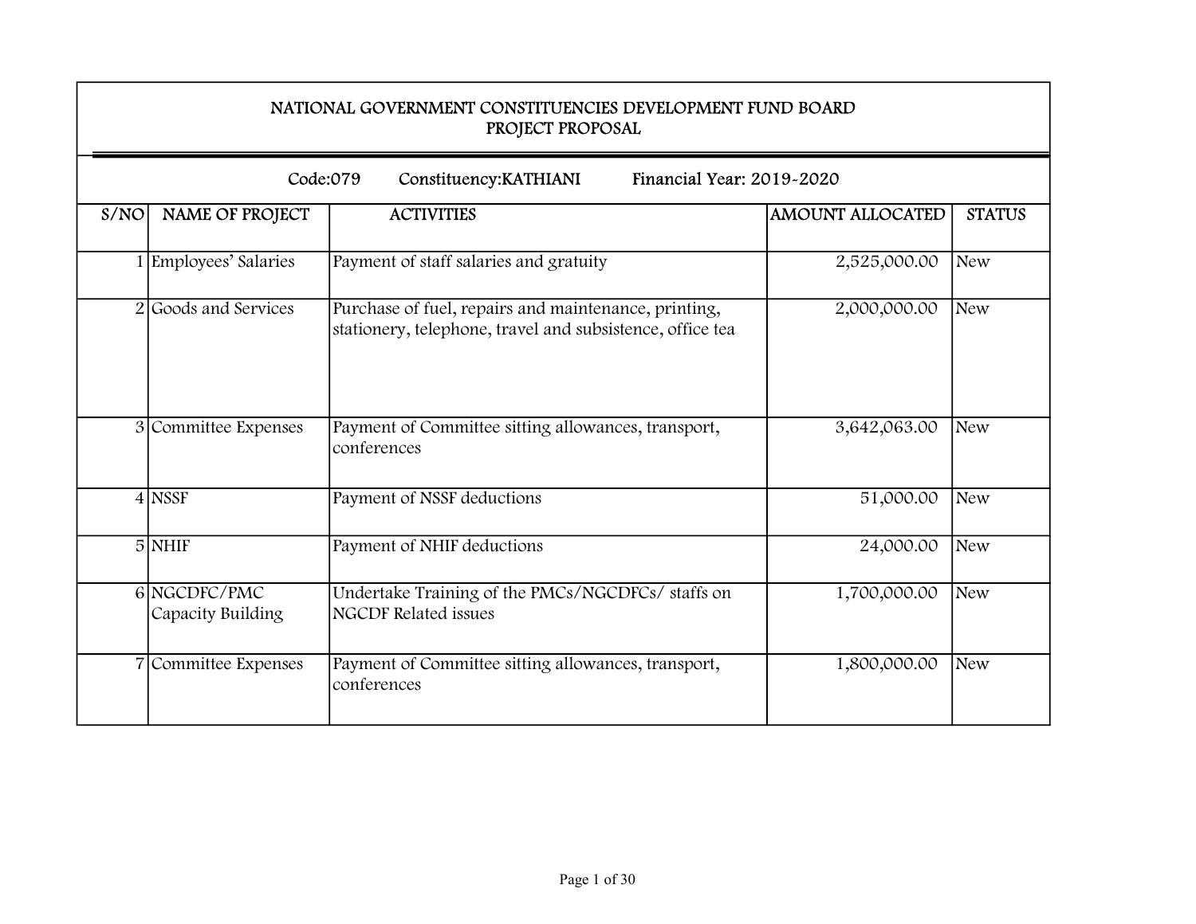# NATIONAL GOVERNMENT CONSTITUENCIES DEVELOPMENT FUND BOARD
## PROJECT PROPOSAL

Code:079 Constituency:KATHIANI Financial Year: 2019-2020

| S/NO | NAME OF PROJECT | ACTIVITIES | AMOUNT ALLOCATED | STATUS |
|---|---|---|---|---|
| 1 | Employees' Salaries | Payment of staff salaries and gratuity | 2,525,000.00 | New |
| 2 | Goods and Services | Purchase of fuel, repairs and maintenance, printing, stationery, telephone, travel and subsistence, office tea | 2,000,000.00 | New |
| 3 | Committee Expenses | Payment of Committee sitting allowances, transport, conferences | 3,642,063.00 | New |
| 4 | NSSF | Payment of NSSF deductions | 51,000.00 | New |
| 5 | NHIF | Payment of NHIF deductions | 24,000.00 | New |
| 6 | NGCDFC/PMC Capacity Building | Undertake Training of the PMCs/NGCDFCs/ staffs on NGCDF Related issues | 1,700,000.00 | New |
| 7 | Committee Expenses | Payment of Committee sitting allowances, transport, conferences | 1,800,000.00 | New |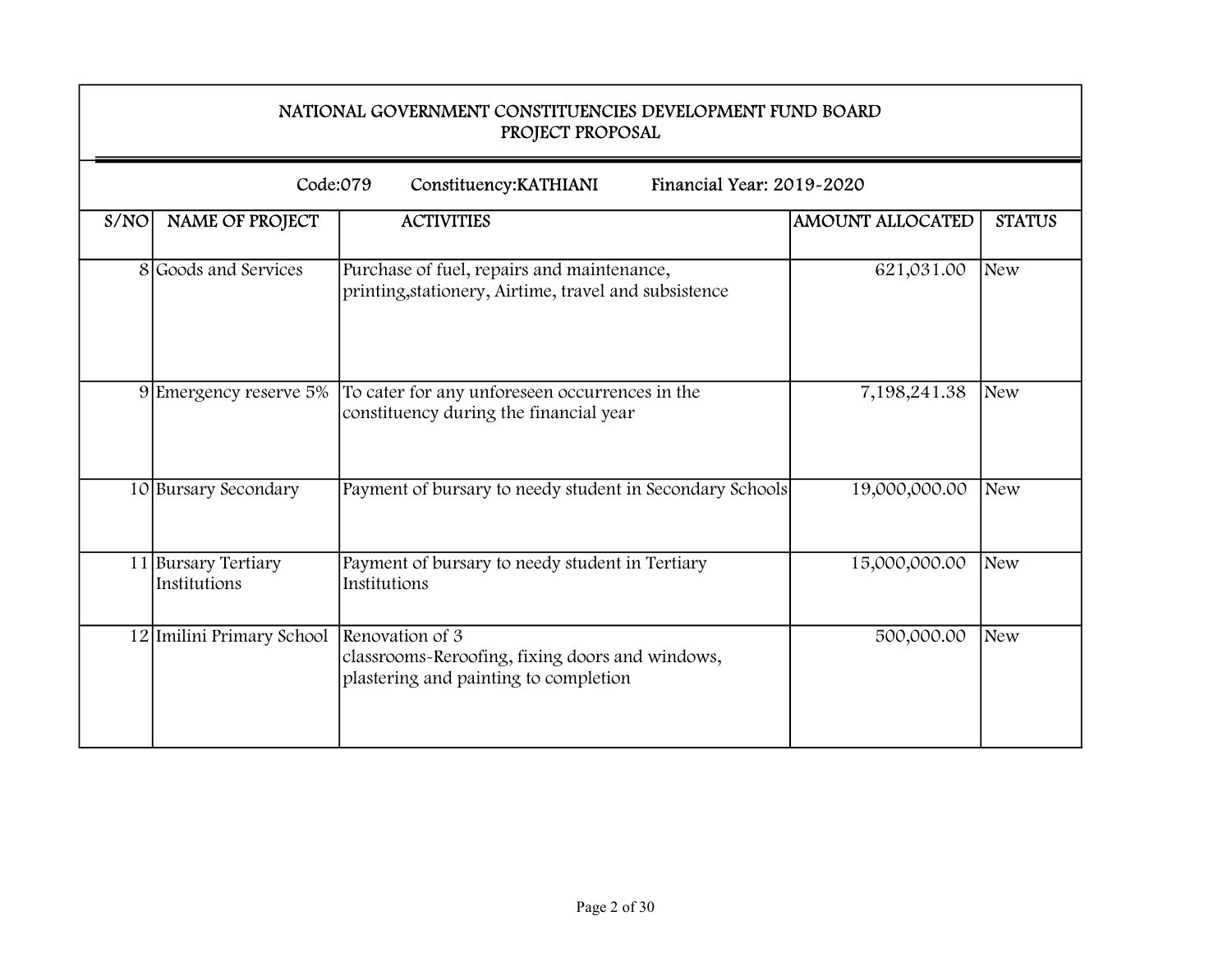# NATIONAL GOVERNMENT CONSTITUENCIES DEVELOPMENT FUND BOARD
## PROJECT PROPOSAL

Code:079 Constituency:KATHIANI Financial Year: 2019-2020

| S/NO | NAME OF PROJECT | ACTIVITIES | AMOUNT ALLOCATED | STATUS |
|---|---|---|---|---|
| 8 | Goods and Services | Purchase of fuel, repairs and maintenance, printing,stationery, Airtime, travel and subsistence | 621,031.00 | New |
| 9 | Emergency reserve 5% | To cater for any unforeseen occurrences in the constituency during the financial year | 7,198,241.38 | New |
| 10 | Bursary Secondary | Payment of bursary to needy student in Secondary Schools | 19,000,000.00 | New |
| 11 | Bursary Tertiary Institutions | Payment of bursary to needy student in Tertiary Institutions | 15,000,000.00 | New |
| 12 | Imilini Primary School | Renovation of 3 classrooms-Reroofing, fixing doors and windows, plastering and painting to completion | 500,000.00 | New |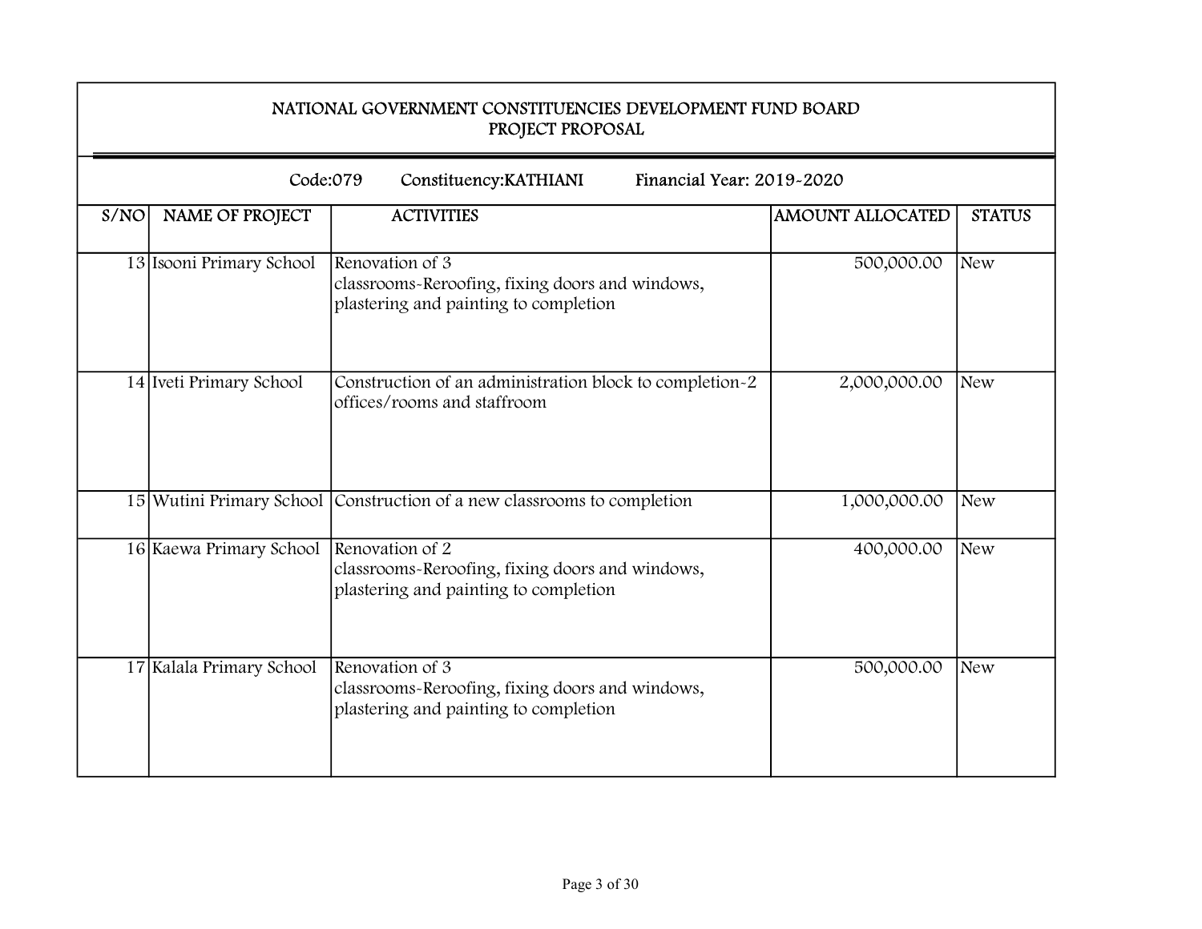# NATIONAL GOVERNMENT CONSTITUENCIES DEVELOPMENT FUND BOARD
## PROJECT PROPOSAL

Code:079 Constituency:KATHIANI Financial Year: 2019-2020

| S/NO | NAME OF PROJECT | ACTIVITIES | AMOUNT ALLOCATED | STATUS |
|---|---|---|---|---|
| 13 | Isooni Primary School | Renovation of 3 classrooms-Reroofing, fixing doors and windows, plastering and painting to completion | 500,000.00 | New |
| 14 | Iveti Primary School | Construction of an administration block to completion-2 offices/rooms and staffroom | 2,000,000.00 | New |
| 15 | Wutini Primary School | Construction of a new classrooms to completion | 1,000,000.00 | New |
| 16 | Kaewa Primary School | Renovation of 2 classrooms-Reroofing, fixing doors and windows, plastering and painting to completion | 400,000.00 | New |
| 17 | Kalala Primary School | Renovation of 3 classrooms-Reroofing, fixing doors and windows, plastering and painting to completion | 500,000.00 | New |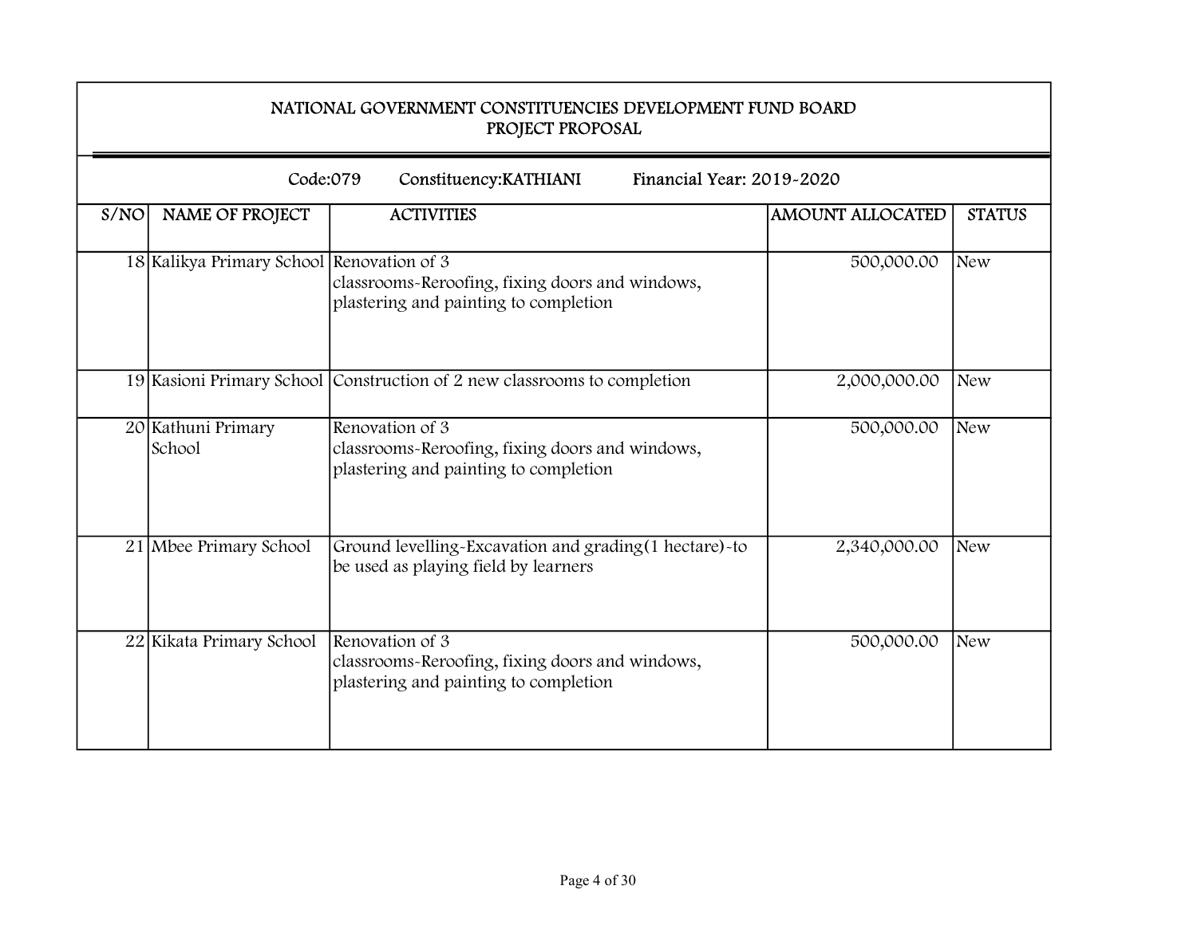# NATIONAL GOVERNMENT CONSTITUENCIES DEVELOPMENT FUND BOARD
## PROJECT PROPOSAL

Code:079 Constituency:KATHIANI Financial Year: 2019-2020

| S/NO | NAME OF PROJECT | ACTIVITIES | AMOUNT ALLOCATED | STATUS |
|---|---|---|---|---|
| 18 | Kalikya Primary School | Renovation of 3 classrooms-Reroofing, fixing doors and windows, plastering and painting to completion | 500,000.00 | New |
| 19 | Kasioni Primary School | Construction of 2 new classrooms to completion | 2,000,000.00 | New |
| 20 | Kathuni Primary School | Renovation of 3 classrooms-Reroofing, fixing doors and windows, plastering and painting to completion | 500,000.00 | New |
| 21 | Mbee Primary School | Ground levelling-Excavation and grading(1 hectare)-to be used as playing field by learners | 2,340,000.00 | New |
| 22 | Kikata Primary School | Renovation of 3 classrooms-Reroofing, fixing doors and windows, plastering and painting to completion | 500,000.00 | New |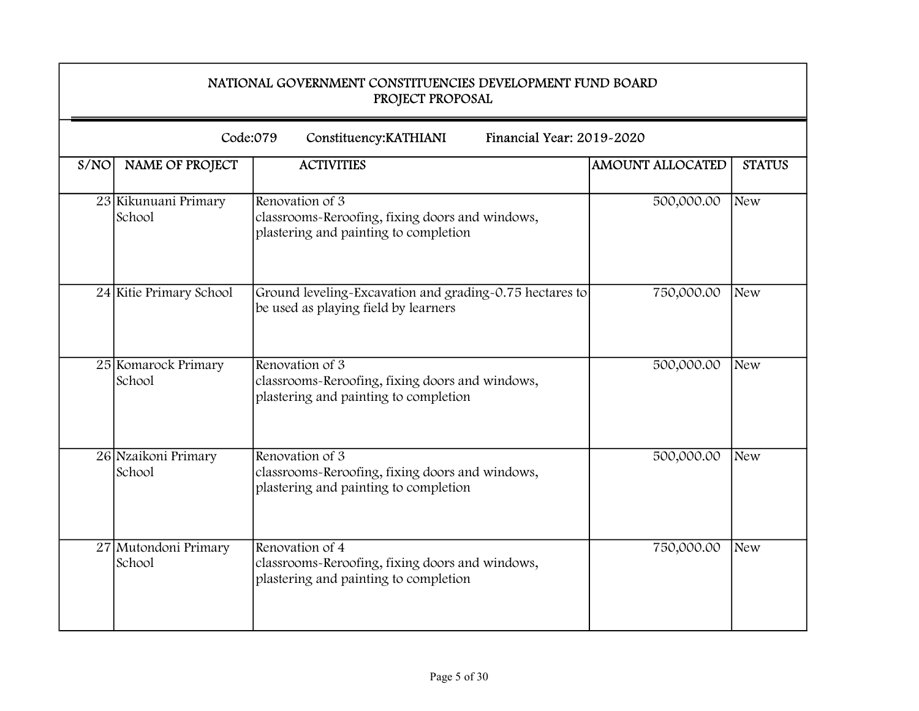# NATIONAL GOVERNMENT CONSTITUENCIES DEVELOPMENT FUND BOARD
## PROJECT PROPOSAL

Code:079 Constituency:KATHIANI Financial Year: 2019-2020

| S/NO | NAME OF PROJECT | ACTIVITIES | AMOUNT ALLOCATED | STATUS |
|---|---|---|---|---|
| 23 | Kikunuani Primary School | Renovation of 3 classrooms-Reroofing, fixing doors and windows, plastering and painting to completion | 500,000.00 | New |
| 24 | Kitie Primary School | Ground leveling-Excavation and grading-0.75 hectares to be used as playing field by learners | 750,000.00 | New |
| 25 | Komarock Primary School | Renovation of 3 classrooms-Reroofing, fixing doors and windows, plastering and painting to completion | 500,000.00 | New |
| 26 | Nzaikoni Primary School | Renovation of 3 classrooms-Reroofing, fixing doors and windows, plastering and painting to completion | 500,000.00 | New |
| 27 | Mutondoni Primary School | Renovation of 4 classrooms-Reroofing, fixing doors and windows, plastering and painting to completion | 750,000.00 | New |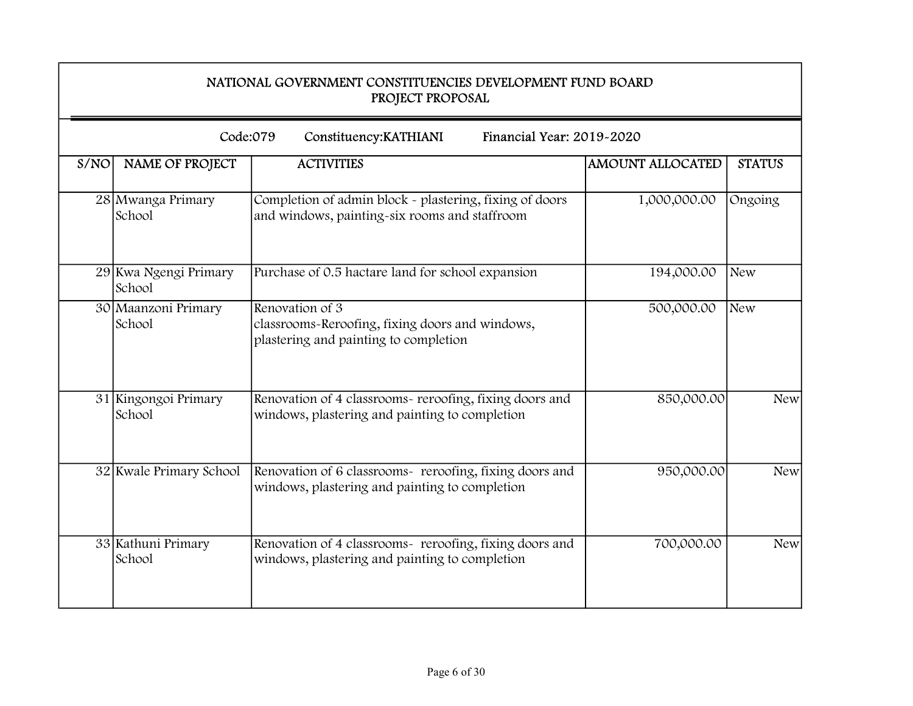## NATIONAL GOVERNMENT CONSTITUENCIES DEVELOPMENT FUND BOARD
## PROJECT PROPOSAL

Code:079 Constituency:KATHIANI Financial Year: 2019-2020

| S/NO | NAME OF PROJECT | ACTIVITIES | AMOUNT ALLOCATED | STATUS |
|---|---|---|---|---|
| 28 | Mwanga Primary School | Completion of admin block - plastering, fixing of doors and windows, painting-six rooms and staffroom | 1,000,000.00 | Ongoing |
| 29 | Kwa Ngengi Primary School | Purchase of 0.5 hactare land for school expansion | 194,000.00 | New |
| 30 | Maanzoni Primary School | Renovation of 3 classrooms-Reroofing, fixing doors and windows, plastering and painting to completion | 500,000.00 | New |
| 31 | Kingongoi Primary School | Renovation of 4 classrooms- reroofing, fixing doors and windows, plastering and painting to completion | 850,000.00 | New |
| 32 | Kwale Primary School | Renovation of 6 classrooms- reroofing, fixing doors and windows, plastering and painting to completion | 950,000.00 | New |
| 33 | Kathuni Primary School | Renovation of 4 classrooms- reroofing, fixing doors and windows, plastering and painting to completion | 700,000.00 | New |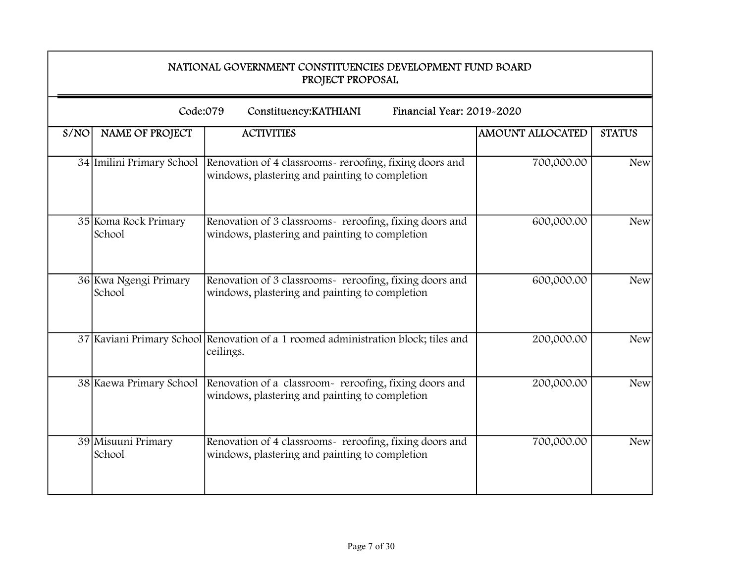# NATIONAL GOVERNMENT CONSTITUENCIES DEVELOPMENT FUND BOARD
## PROJECT PROPOSAL

Code:079 Constituency:KATHIANI Financial Year: 2019-2020

| S/NO | NAME OF PROJECT | ACTIVITIES | AMOUNT ALLOCATED | STATUS |
|---|---|---|---|---|
| 34 | Imilini Primary School | Renovation of 4 classrooms- reroofing, fixing doors and windows, plastering and painting to completion | 700,000.00 | New |
| 35 | Koma Rock Primary School | Renovation of 3 classrooms- reroofing, fixing doors and windows, plastering and painting to completion | 600,000.00 | New |
| 36 | Kwa Ngengi Primary School | Renovation of 3 classrooms- reroofing, fixing doors and windows, plastering and painting to completion | 600,000.00 | New |
| 37 | Kaviani Primary School | Renovation of a 1 roomed administration block; tiles and ceilings. | 200,000.00 | New |
| 38 | Kaewa Primary School | Renovation of a classroom- reroofing, fixing doors and windows, plastering and painting to completion | 200,000.00 | New |
| 39 | Misuuni Primary School | Renovation of 4 classrooms- reroofing, fixing doors and windows, plastering and painting to completion | 700,000.00 | New |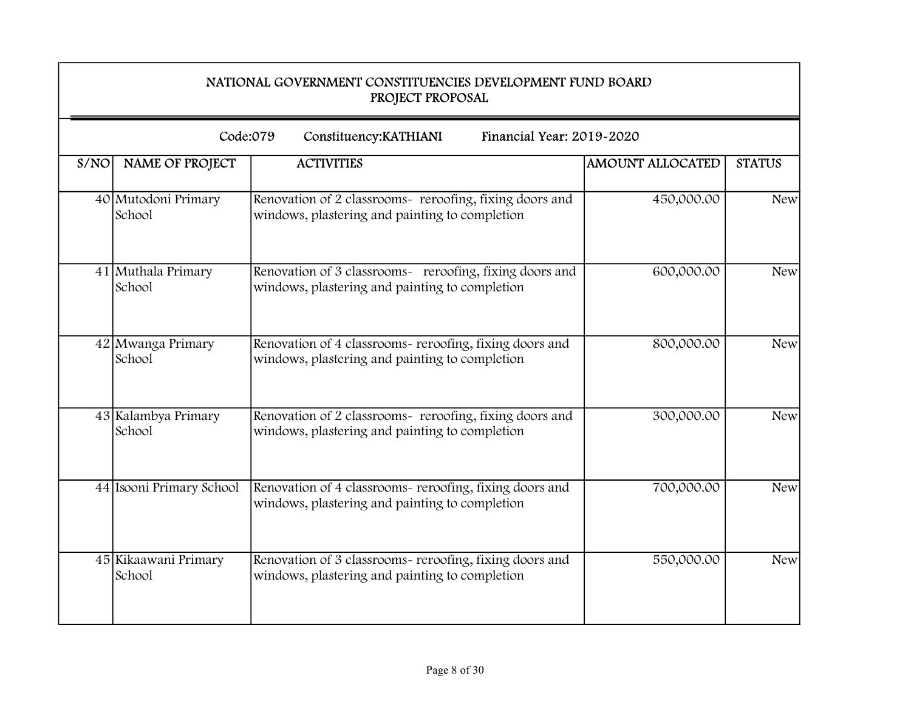# NATIONAL GOVERNMENT CONSTITUENCIES DEVELOPMENT FUND BOARD
## PROJECT PROPOSAL

Code:079 Constituency:KATHIANI Financial Year: 2019-2020

| S/NO | NAME OF PROJECT | ACTIVITIES | AMOUNT ALLOCATED | STATUS |
|---|---|---|---|---|
| 40 | Mutodoni Primary School | Renovation of 2 classrooms- reroofing, fixing doors and windows, plastering and painting to completion | 450,000.00 | New |
| 41 | Muthala Primary School | Renovation of 3 classrooms- reroofing, fixing doors and windows, plastering and painting to completion | 600,000.00 | New |
| 42 | Mwanga Primary School | Renovation of 4 classrooms- reroofing, fixing doors and windows, plastering and painting to completion | 800,000.00 | New |
| 43 | Kalambya Primary School | Renovation of 2 classrooms- reroofing, fixing doors and windows, plastering and painting to completion | 300,000.00 | New |
| 44 | Isooni Primary School | Renovation of 4 classrooms- reroofing, fixing doors and windows, plastering and painting to completion | 700,000.00 | New |
| 45 | Kikaawani Primary School | Renovation of 3 classrooms- reroofing, fixing doors and windows, plastering and painting to completion | 550,000.00 | New |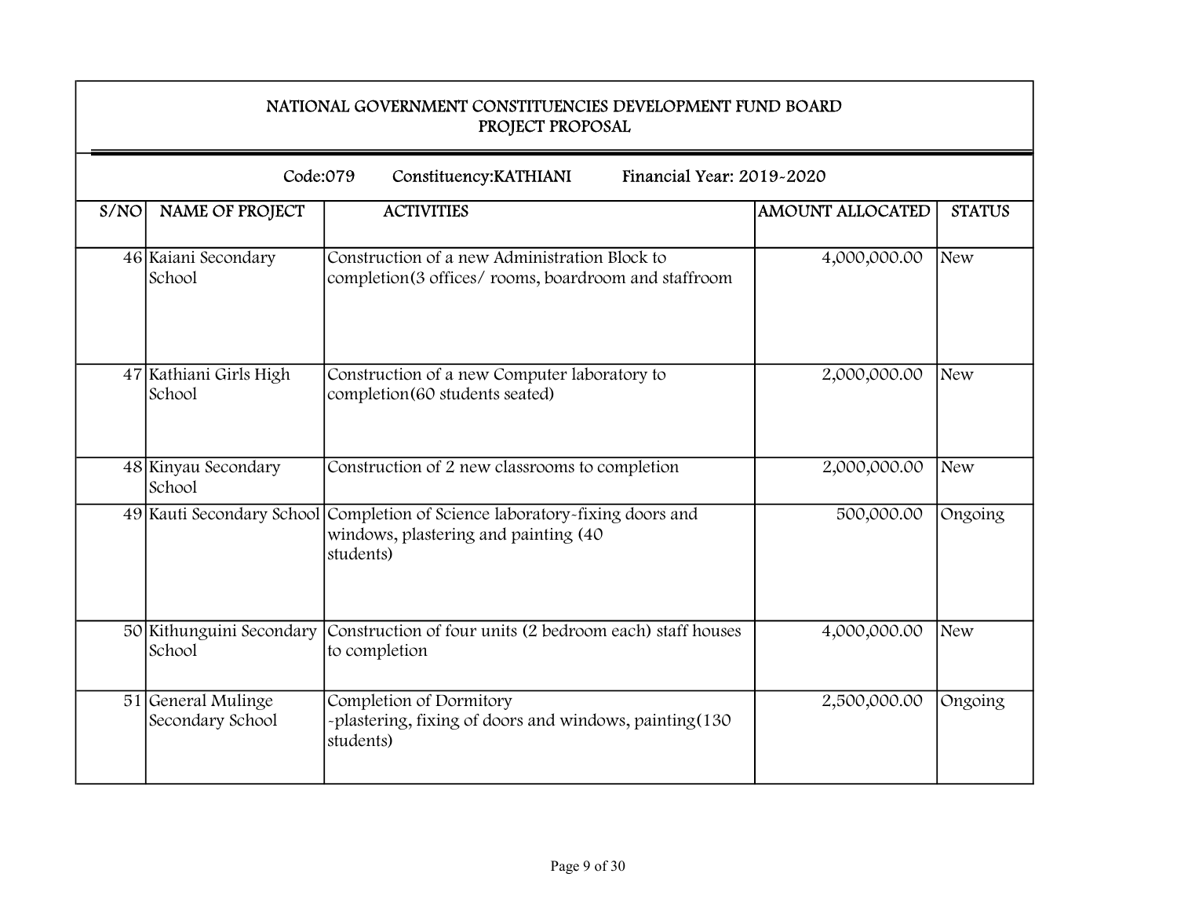## NATIONAL GOVERNMENT CONSTITUENCIES DEVELOPMENT FUND BOARD
## PROJECT PROPOSAL

Code:079 Constituency:KATHIANI Financial Year: 2019-2020

| S/NO | NAME OF PROJECT | ACTIVITIES | AMOUNT ALLOCATED | STATUS |
|---|---|---|---|---|
| 46 | Kaiani Secondary School | Construction of a new Administration Block to completion(3 offices/ rooms, boardroom and staffroom | 4,000,000.00 | New |
| 47 | Kathiani Girls High School | Construction of a new Computer laboratory to completion(60 students seated) | 2,000,000.00 | New |
| 48 | Kinyau Secondary School | Construction of 2 new classrooms to completion | 2,000,000.00 | New |
| 49 | Kauti Secondary School | Completion of Science laboratory-fixing doors and windows, plastering and painting (40 students) | 500,000.00 | Ongoing |
| 50 | Kithunguini Secondary School | Construction of four units (2 bedroom each) staff houses to completion | 4,000,000.00 | New |
| 51 | General Mulinge Secondary School | Completion of Dormitory -plastering, fixing of doors and windows, painting(130 students) | 2,500,000.00 | Ongoing |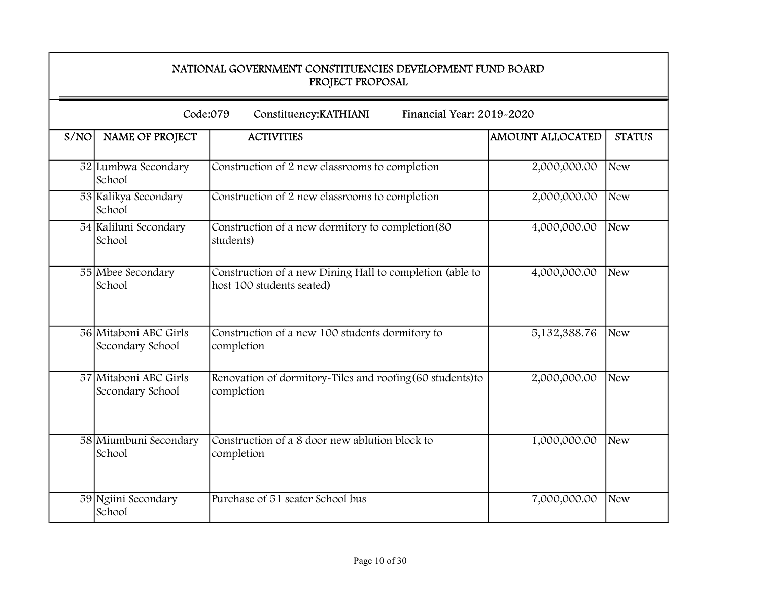# NATIONAL GOVERNMENT CONSTITUENCIES DEVELOPMENT FUND BOARD
## PROJECT PROPOSAL

Code:079 Constituency:KATHIANI Financial Year: 2019-2020

| S/NO | NAME OF PROJECT | ACTIVITIES | AMOUNT ALLOCATED | STATUS |
|---|---|---|---|---|
| 52 | Lumbwa Secondary School | Construction of 2 new classrooms to completion | 2,000,000.00 | New |
| 53 | Kalikya Secondary School | Construction of 2 new classrooms to completion | 2,000,000.00 | New |
| 54 | Kaliluni Secondary School | Construction of a new dormitory to completion(80 students) | 4,000,000.00 | New |
| 55 | Mbee Secondary School | Construction of a new Dining Hall to completion (able to host 100 students seated) | 4,000,000.00 | New |
| 56 | Mitaboni ABC Girls Secondary School | Construction of a new 100 students dormitory to completion | 5,132,388.76 | New |
| 57 | Mitaboni ABC Girls Secondary School | Renovation of dormitory-Tiles and roofing(60 students)to completion | 2,000,000.00 | New |
| 58 | Miumbuni Secondary School | Construction of a 8 door new ablution block to completion | 1,000,000.00 | New |
| 59 | Ngiini Secondary School | Purchase of 51 seater School bus | 7,000,000.00 | New |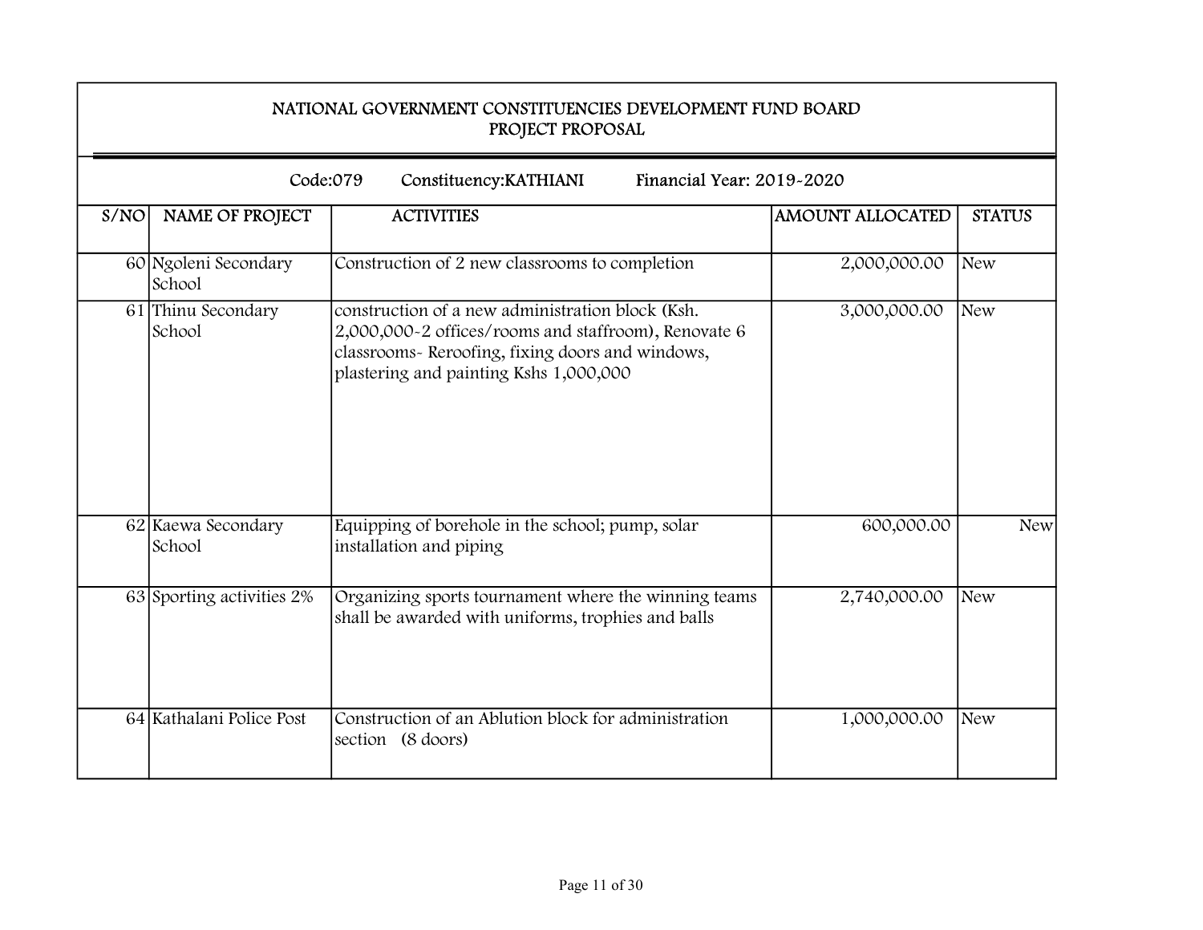# NATIONAL GOVERNMENT CONSTITUENCIES DEVELOPMENT FUND BOARD
## PROJECT PROPOSAL

Code:079 Constituency:KATHIANI Financial Year: 2019-2020

| S/NO | NAME OF PROJECT | ACTIVITIES | AMOUNT ALLOCATED | STATUS |
|---|---|---|---|---|
| 60 | Ngoleni Secondary School | Construction of 2 new classrooms to completion | 2,000,000.00 | New |
| 61 | Thinu Secondary School | construction of a new administration block (Ksh. 2,000,000-2 offices/rooms and staffroom), Renovate 6 classrooms- Reroofing, fixing doors and windows, plastering and painting Kshs 1,000,000 | 3,000,000.00 | New |
| 62 | Kaewa Secondary School | Equipping of borehole in the school; pump, solar installation and piping | 600,000.00 | New |
| 63 | Sporting activities 2% | Organizing sports tournament where the winning teams shall be awarded with uniforms, trophies and balls | 2,740,000.00 | New |
| 64 | Kathalani Police Post | Construction of an Ablution block for administration section (8 doors) | 1,000,000.00 | New |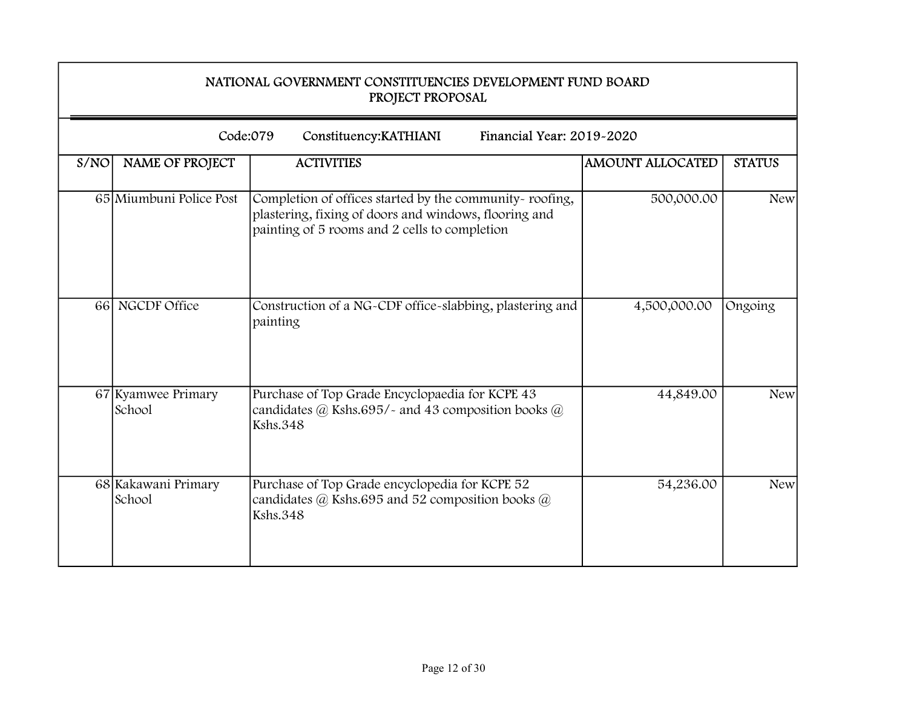# NATIONAL GOVERNMENT CONSTITUENCIES DEVELOPMENT FUND BOARD
## PROJECT PROPOSAL

Code:079 Constituency:KATHIANI Financial Year: 2019-2020

| S/NO | NAME OF PROJECT | ACTIVITIES | AMOUNT ALLOCATED | STATUS |
|---|---|---|---|---|
| 65 | Miumbuni Police Post | Completion of offices started by the community- roofing, plastering, fixing of doors and windows, flooring and painting of 5 rooms and 2 cells to completion | 500,000.00 | New |
| 66 | NGCDF Office | Construction of a NG-CDF office-slabbing, plastering and painting | 4,500,000.00 | Ongoing |
| 67 | Kyamwee Primary School | Purchase of Top Grade Encyclopaedia for KCPE 43 candidates @ Kshs.695/- and 43 composition books @ Kshs.348 | 44,849.00 | New |
| 68 | Kakawani Primary School | Purchase of Top Grade encyclopedia for KCPE 52 candidates @ Kshs.695 and 52 composition books @ Kshs.348 | 54,236.00 | New |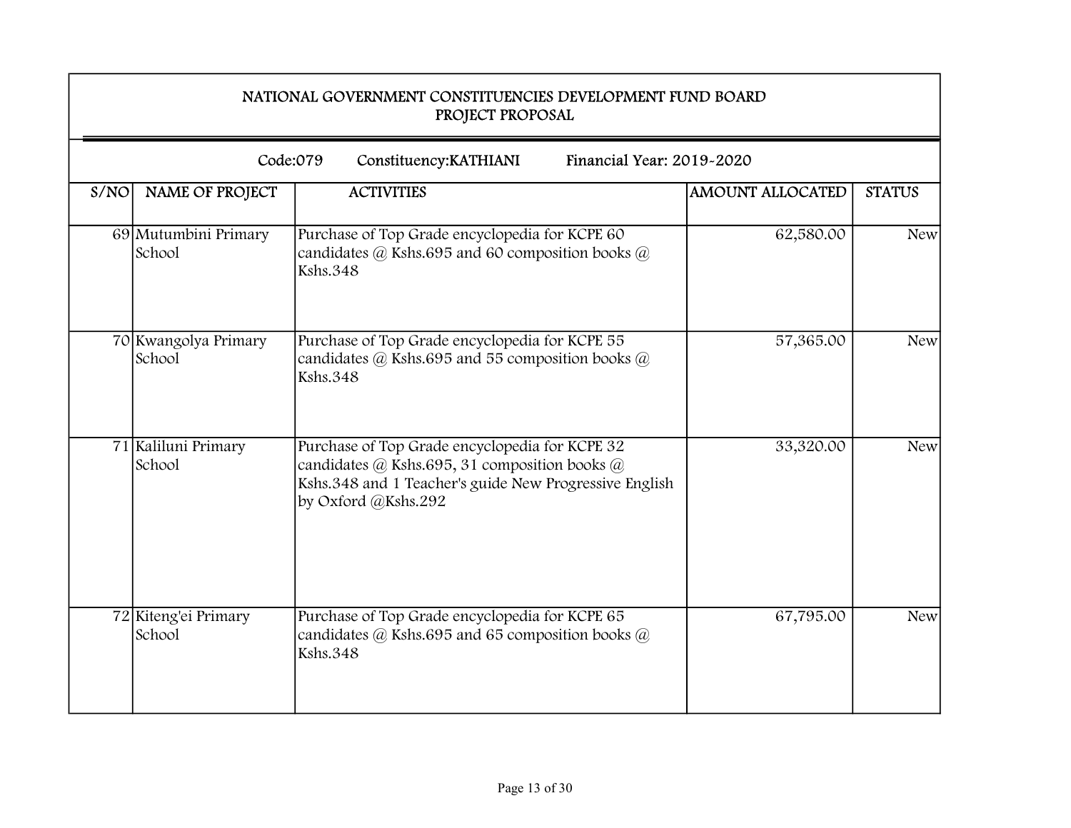**NATIONAL GOVERNMENT CONSTITUENCIES DEVELOPMENT FUND BOARD**
**PROJECT PROPOSAL**

Code:079 Constituency:KATHIANI Financial Year: 2019-2020

| S/NO | NAME OF PROJECT | ACTIVITIES | AMOUNT ALLOCATED | STATUS |
|---|---|---|---|---|
| 69 | Mutumbini Primary School | Purchase of Top Grade encyclopedia for KCPE 60 candidates @ Kshs.695 and 60 composition books @ Kshs.348 | 62,580.00 | New |
| 70 | Kwangolya Primary School | Purchase of Top Grade encyclopedia for KCPE 55 candidates @ Kshs.695 and 55 composition books @ Kshs.348 | 57,365.00 | New |
| 71 | Kaliluni Primary School | Purchase of Top Grade encyclopedia for KCPE 32 candidates @ Kshs.695, 31 composition books @ Kshs.348 and 1 Teacher's guide New Progressive English by Oxford @Kshs.292 | 33,320.00 | New |
| 72 | Kiteng'ei Primary School | Purchase of Top Grade encyclopedia for KCPE 65 candidates @ Kshs.695 and 65 composition books @ Kshs.348 | 67,795.00 | New |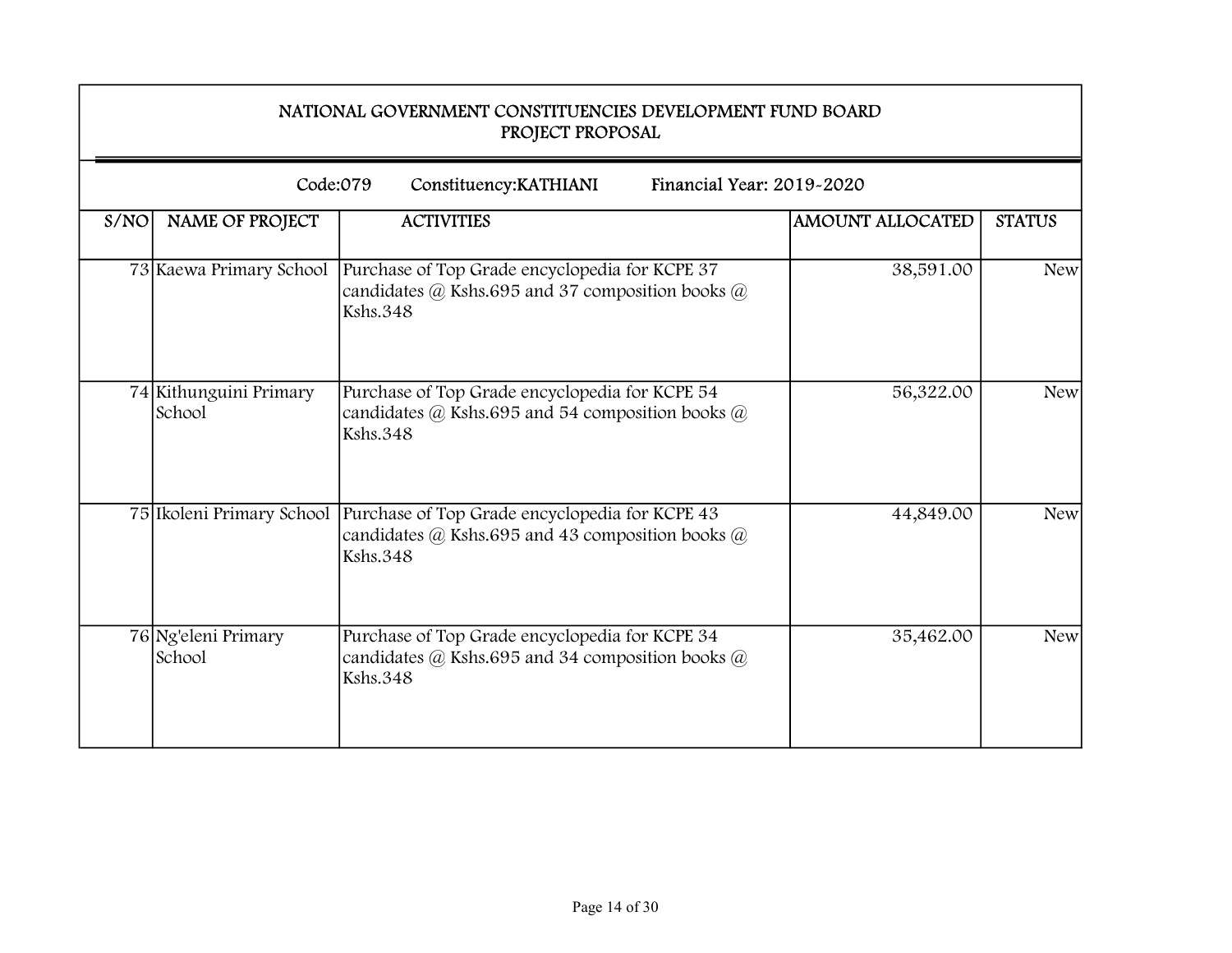# NATIONAL GOVERNMENT CONSTITUENCIES DEVELOPMENT FUND BOARD
## PROJECT PROPOSAL

Code:079 Constituency:KATHIANI Financial Year: 2019-2020

| S/NO | NAME OF PROJECT | ACTIVITIES | AMOUNT ALLOCATED | STATUS |
|---|---|---|---|---|
| 73 | Kaewa Primary School | Purchase of Top Grade encyclopedia for KCPE 37 candidates @ Kshs.695 and 37 composition books @ Kshs.348 | 38,591.00 | New |
| 74 | Kithunguini Primary School | Purchase of Top Grade encyclopedia for KCPE 54 candidates @ Kshs.695 and 54 composition books @ Kshs.348 | 56,322.00 | New |
| 75 | Ikoleni Primary School | Purchase of Top Grade encyclopedia for KCPE 43 candidates @ Kshs.695 and 43 composition books @ Kshs.348 | 44,849.00 | New |
| 76 | Ng'eleni Primary School | Purchase of Top Grade encyclopedia for KCPE 34 candidates @ Kshs.695 and 34 composition books @ Kshs.348 | 35,462.00 | New |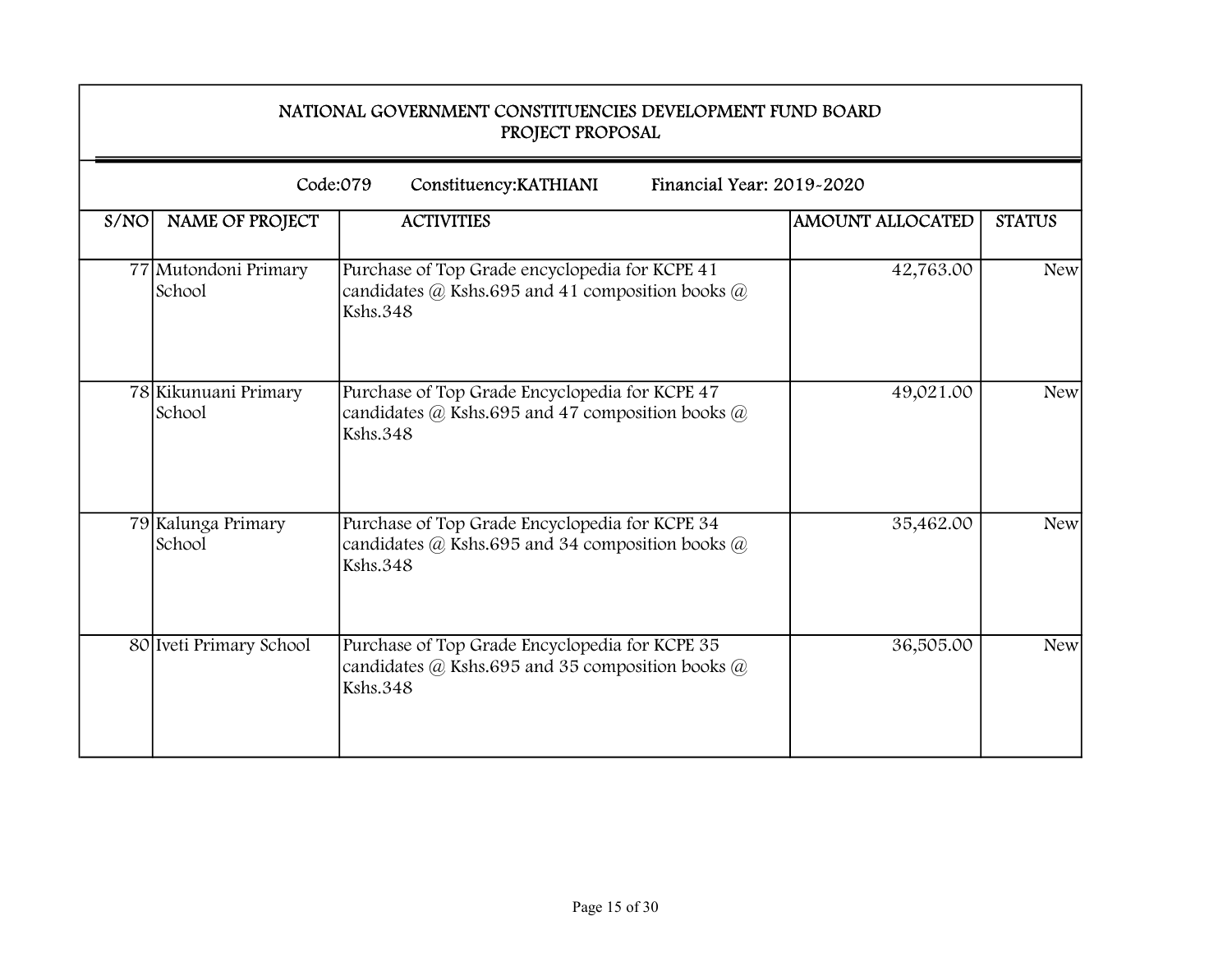## NATIONAL GOVERNMENT CONSTITUENCIES DEVELOPMENT FUND BOARD
## PROJECT PROPOSAL

Code:079 Constituency:KATHIANI Financial Year: 2019-2020

| S/NO | NAME OF PROJECT | ACTIVITIES | AMOUNT ALLOCATED | STATUS |
|---|---|---|---|---|
| 77 | Mutondoni Primary School | Purchase of Top Grade encyclopedia for KCPE 41 candidates @ Kshs.695 and 41 composition books @ Kshs.348 | 42,763.00 | New |
| 78 | Kikunuani Primary School | Purchase of Top Grade Encyclopedia for KCPE 47 candidates @ Kshs.695 and 47 composition books @ Kshs.348 | 49,021.00 | New |
| 79 | Kalunga Primary School | Purchase of Top Grade Encyclopedia for KCPE 34 candidates @ Kshs.695 and 34 composition books @ Kshs.348 | 35,462.00 | New |
| 80 | Iveti Primary School | Purchase of Top Grade Encyclopedia for KCPE 35 candidates @ Kshs.695 and 35 composition books @ Kshs.348 | 36,505.00 | New |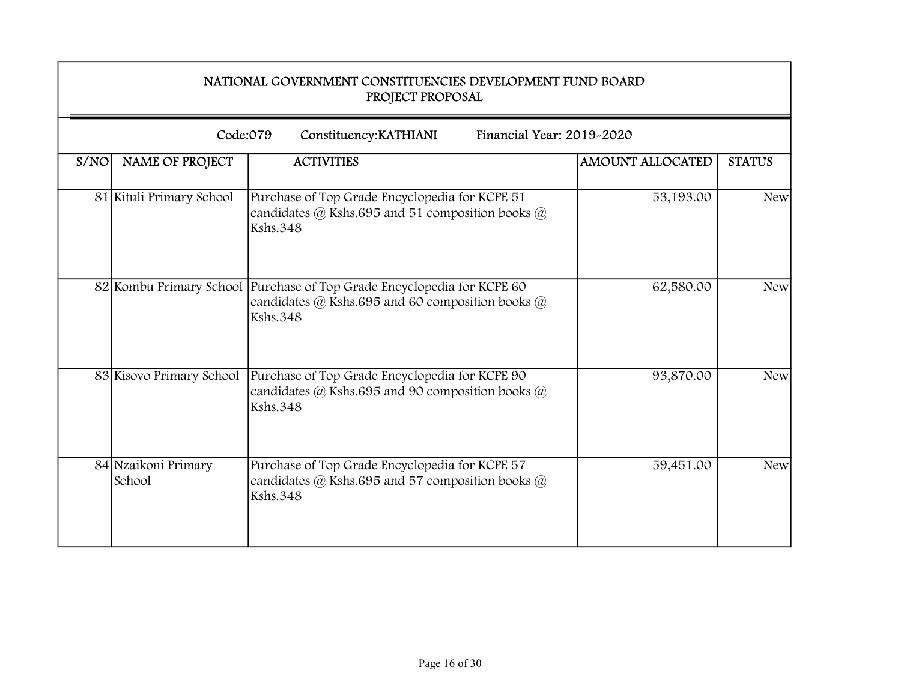## NATIONAL GOVERNMENT CONSTITUENCIES DEVELOPMENT FUND BOARD
## PROJECT PROPOSAL

Code:079 Constituency:KATHIANI Financial Year: 2019-2020

| S/NO | NAME OF PROJECT | ACTIVITIES | AMOUNT ALLOCATED | STATUS |
|---|---|---|---|---|
| 81 | Kituli Primary School | Purchase of Top Grade Encyclopedia for KCPE 51 candidates @ Kshs.695 and 51 composition books @ Kshs.348 | 53,193.00 | New |
| 82 | Kombu Primary School | Purchase of Top Grade Encyclopedia for KCPE 60 candidates @ Kshs.695 and 60 composition books @ Kshs.348 | 62,580.00 | New |
| 83 | Kisovo Primary School | Purchase of Top Grade Encyclopedia for KCPE 90 candidates @ Kshs.695 and 90 composition books @ Kshs.348 | 93,870.00 | New |
| 84 | Nzaikoni Primary School | Purchase of Top Grade Encyclopedia for KCPE 57 candidates @ Kshs.695 and 57 composition books @ Kshs.348 | 59,451.00 | New |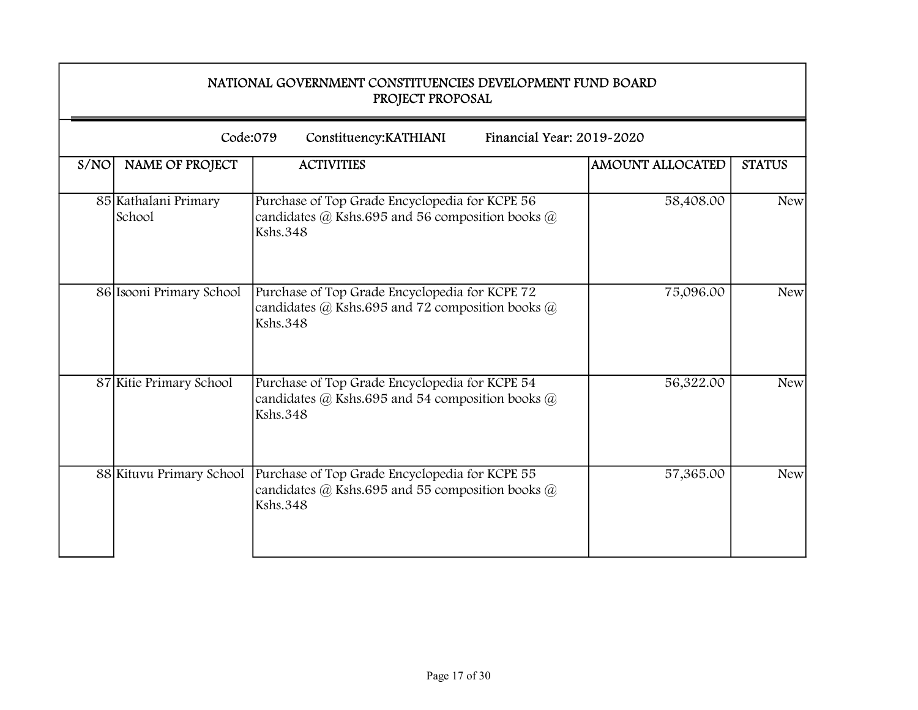## NATIONAL GOVERNMENT CONSTITUENCIES DEVELOPMENT FUND BOARD
## PROJECT PROPOSAL

Code:079 Constituency:KATHIANI Financial Year: 2019-2020

| S/NO | NAME OF PROJECT | ACTIVITIES | AMOUNT ALLOCATED | STATUS |
|---|---|---|---|---|
| 85 | Kathalani Primary School | Purchase of Top Grade Encyclopedia for KCPE 56 candidates @ Kshs.695 and 56 composition books @ Kshs.348 | 58,408.00 | New |
| 86 | Isooni Primary School | Purchase of Top Grade Encyclopedia for KCPE 72 candidates @ Kshs.695 and 72 composition books @ Kshs.348 | 75,096.00 | New |
| 87 | Kitie Primary School | Purchase of Top Grade Encyclopedia for KCPE 54 candidates @ Kshs.695 and 54 composition books @ Kshs.348 | 56,322.00 | New |
| 88 | Kituvu Primary School | Purchase of Top Grade Encyclopedia for KCPE 55 candidates @ Kshs.695 and 55 composition books @ Kshs.348 | 57,365.00 | New |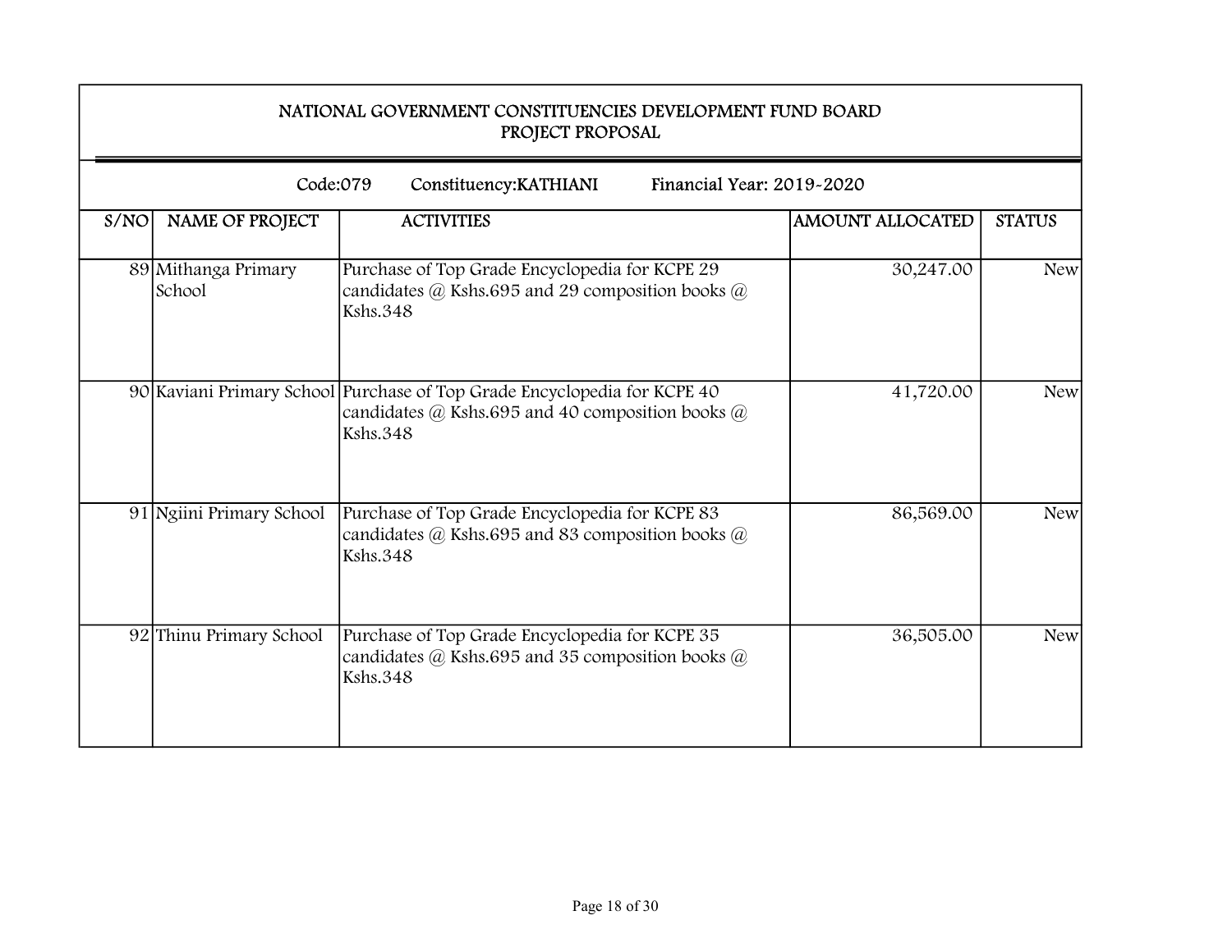# NATIONAL GOVERNMENT CONSTITUENCIES DEVELOPMENT FUND BOARD
## PROJECT PROPOSAL

Code:079 Constituency:KATHIANI Financial Year: 2019-2020

| S/NO | NAME OF PROJECT | ACTIVITIES | AMOUNT ALLOCATED | STATUS |
|---|---|---|---|---|
| 89 | Mithanga Primary School | Purchase of Top Grade Encyclopedia for KCPE 29 candidates @ Kshs.695 and 29 composition books @ Kshs.348 | 30,247.00 | New |
| 90 | Kaviani Primary School | Purchase of Top Grade Encyclopedia for KCPE 40 candidates @ Kshs.695 and 40 composition books @ Kshs.348 | 41,720.00 | New |
| 91 | Ngiini Primary School | Purchase of Top Grade Encyclopedia for KCPE 83 candidates @ Kshs.695 and 83 composition books @ Kshs.348 | 86,569.00 | New |
| 92 | Thinu Primary School | Purchase of Top Grade Encyclopedia for KCPE 35 candidates @ Kshs.695 and 35 composition books @ Kshs.348 | 36,505.00 | New |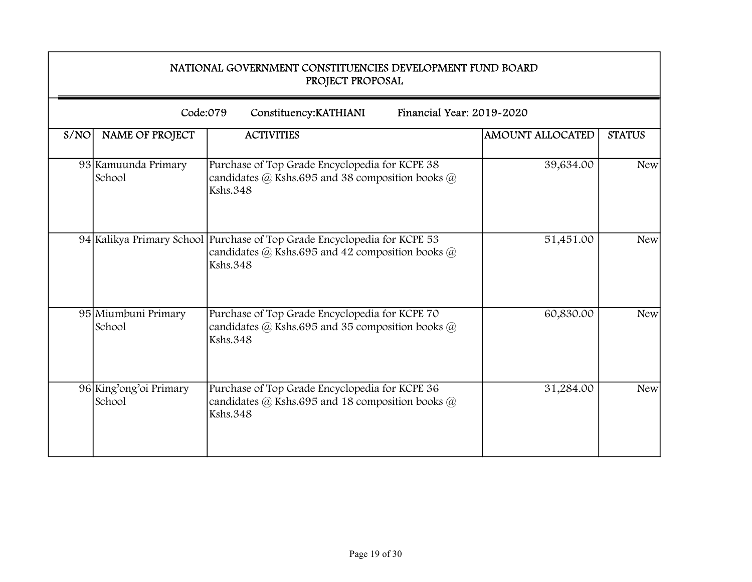## NATIONAL GOVERNMENT CONSTITUENCIES DEVELOPMENT FUND BOARD
## PROJECT PROPOSAL

Code:079 Constituency:KATHIANI Financial Year: 2019-2020

| S/NO | NAME OF PROJECT | ACTIVITIES | AMOUNT ALLOCATED | STATUS |
|---|---|---|---|---|
| 93 | Kamuunda Primary School | Purchase of Top Grade Encyclopedia for KCPE 38 candidates @ Kshs.695 and 38 composition books @ Kshs.348 | 39,634.00 | New |
| 94 | Kalikya Primary School | Purchase of Top Grade Encyclopedia for KCPE 53 candidates @ Kshs.695 and 42 composition books @ Kshs.348 | 51,451.00 | New |
| 95 | Miumbuni Primary School | Purchase of Top Grade Encyclopedia for KCPE 70 candidates @ Kshs.695 and 35 composition books @ Kshs.348 | 60,830.00 | New |
| 96 | King'ong'oi Primary School | Purchase of Top Grade Encyclopedia for KCPE 36 candidates @ Kshs.695 and 18 composition books @ Kshs.348 | 31,284.00 | New |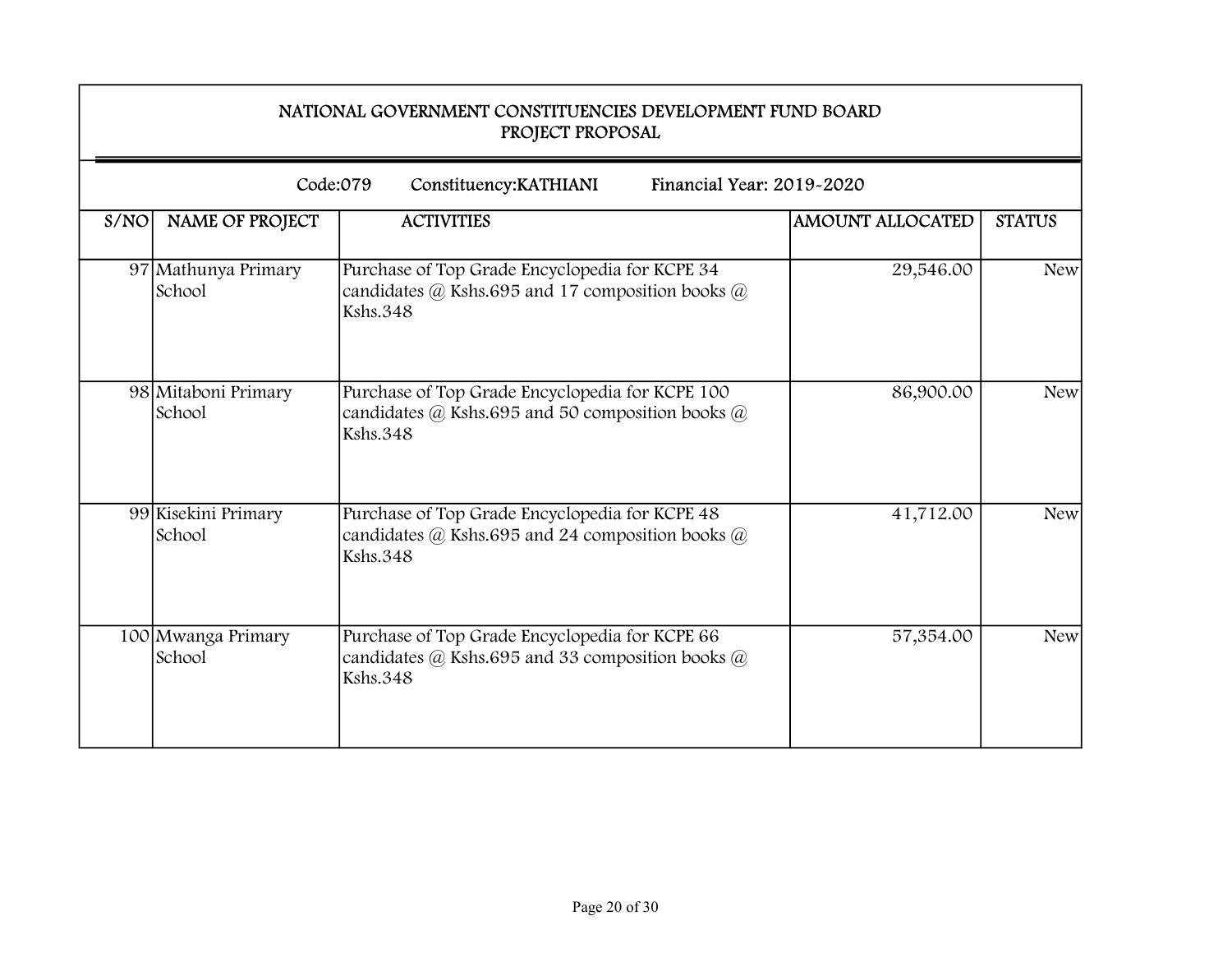## NATIONAL GOVERNMENT CONSTITUENCIES DEVELOPMENT FUND BOARD
## PROJECT PROPOSAL

Code:079 Constituency:KATHIANI Financial Year: 2019-2020

| S/NO | NAME OF PROJECT | ACTIVITIES | AMOUNT ALLOCATED | STATUS |
|---|---|---|---|---|
| 97 | Mathunya Primary School | Purchase of Top Grade Encyclopedia for KCPE 34 candidates @ Kshs.695 and 17 composition books @ Kshs.348 | 29,546.00 | New |
| 98 | Mitaboni Primary School | Purchase of Top Grade Encyclopedia for KCPE 100 candidates @ Kshs.695 and 50 composition books @ Kshs.348 | 86,900.00 | New |
| 99 | Kisekini Primary School | Purchase of Top Grade Encyclopedia for KCPE 48 candidates @ Kshs.695 and 24 composition books @ Kshs.348 | 41,712.00 | New |
| 100 | Mwanga Primary School | Purchase of Top Grade Encyclopedia for KCPE 66 candidates @ Kshs.695 and 33 composition books @ Kshs.348 | 57,354.00 | New |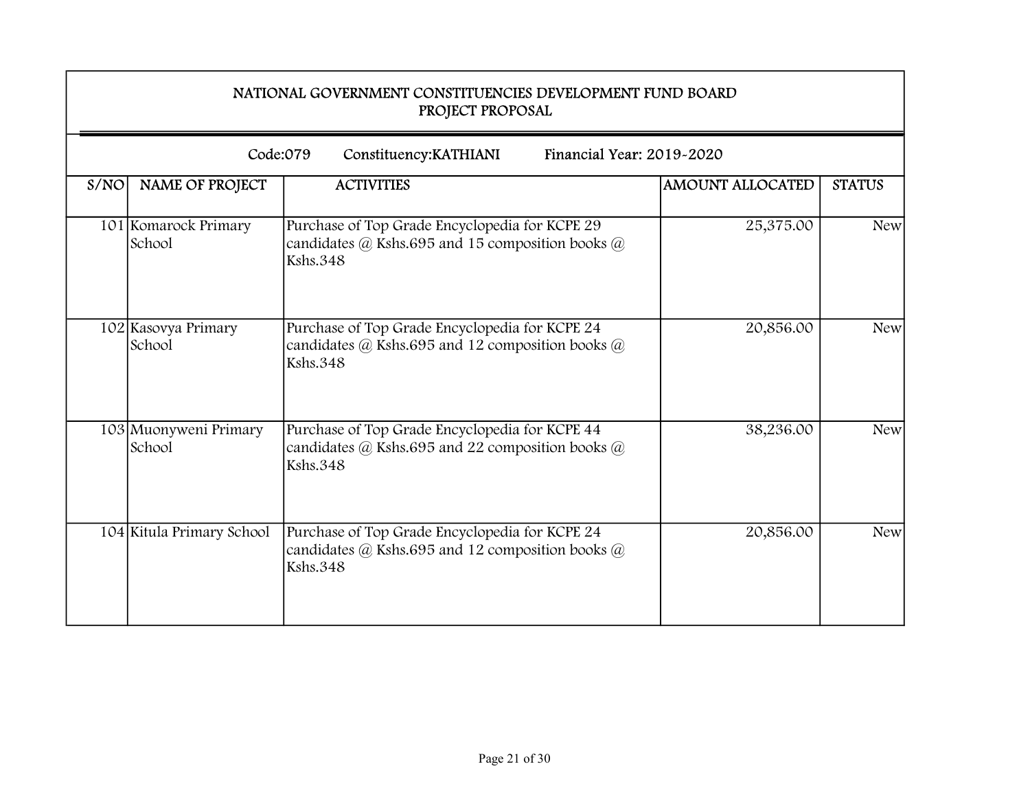# NATIONAL GOVERNMENT CONSTITUENCIES DEVELOPMENT FUND BOARD
## PROJECT PROPOSAL

Code:079 Constituency:KATHIANI Financial Year: 2019-2020

| S/NO | NAME OF PROJECT | ACTIVITIES | AMOUNT ALLOCATED | STATUS |
|---|---|---|---|---|
| 101 | Komarock Primary School | Purchase of Top Grade Encyclopedia for KCPE 29 candidates @ Kshs.695 and 15 composition books @ Kshs.348 | 25,375.00 | New |
| 102 | Kasovya Primary School | Purchase of Top Grade Encyclopedia for KCPE 24 candidates @ Kshs.695 and 12 composition books @ Kshs.348 | 20,856.00 | New |
| 103 | Muonyweni Primary School | Purchase of Top Grade Encyclopedia for KCPE 44 candidates @ Kshs.695 and 22 composition books @ Kshs.348 | 38,236.00 | New |
| 104 | Kitula Primary School | Purchase of Top Grade Encyclopedia for KCPE 24 candidates @ Kshs.695 and 12 composition books @ Kshs.348 | 20,856.00 | New |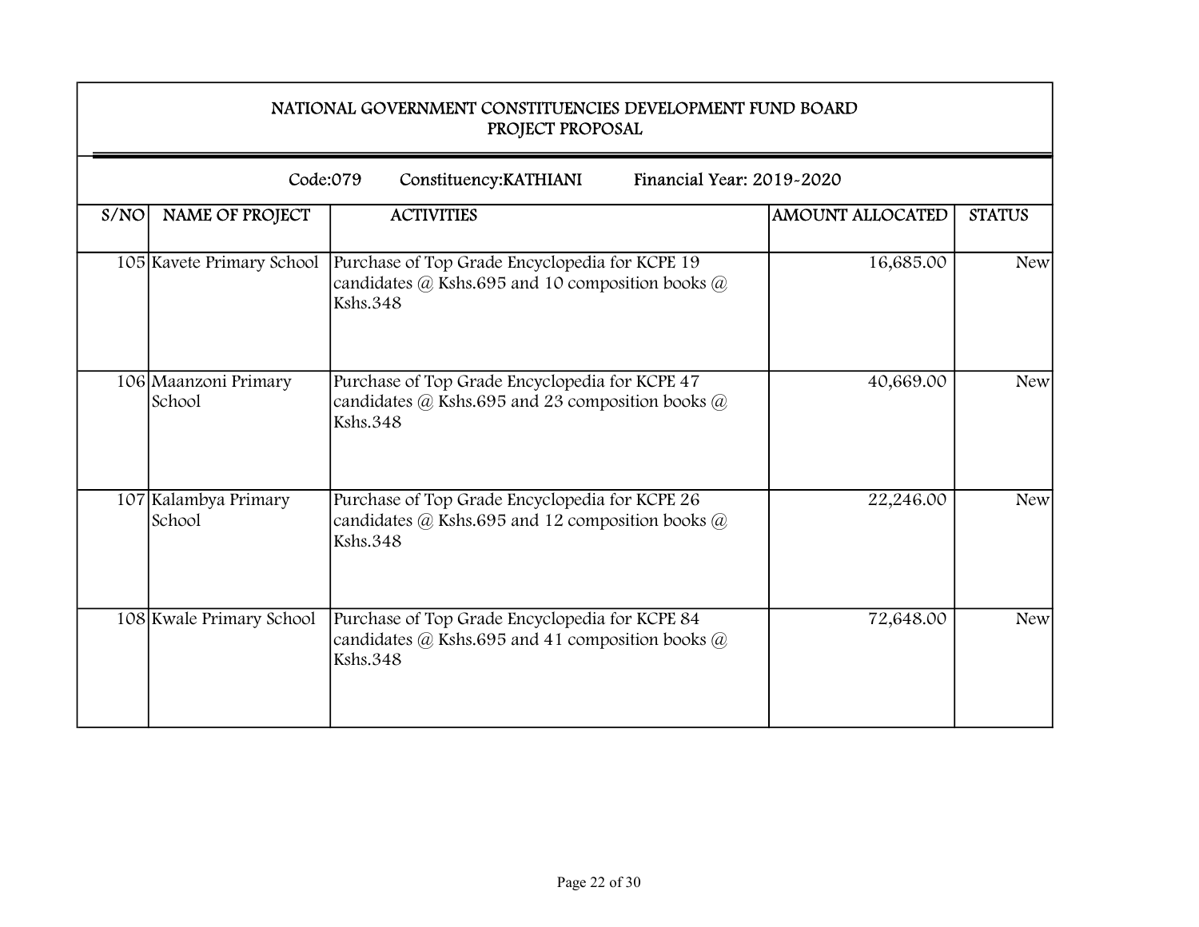# NATIONAL GOVERNMENT CONSTITUENCIES DEVELOPMENT FUND BOARD
## PROJECT PROPOSAL

Code:079 Constituency:KATHIANI Financial Year: 2019-2020

| S/NO | NAME OF PROJECT | ACTIVITIES | AMOUNT ALLOCATED | STATUS |
|---|---|---|---|---|
| 105 | Kavete Primary School | Purchase of Top Grade Encyclopedia for KCPE 19 candidates @ Kshs.695 and 10 composition books @ Kshs.348 | 16,685.00 | New |
| 106 | Maanzoni Primary School | Purchase of Top Grade Encyclopedia for KCPE 47 candidates @ Kshs.695 and 23 composition books @ Kshs.348 | 40,669.00 | New |
| 107 | Kalambya Primary School | Purchase of Top Grade Encyclopedia for KCPE 26 candidates @ Kshs.695 and 12 composition books @ Kshs.348 | 22,246.00 | New |
| 108 | Kwale Primary School | Purchase of Top Grade Encyclopedia for KCPE 84 candidates @ Kshs.695 and 41 composition books @ Kshs.348 | 72,648.00 | New |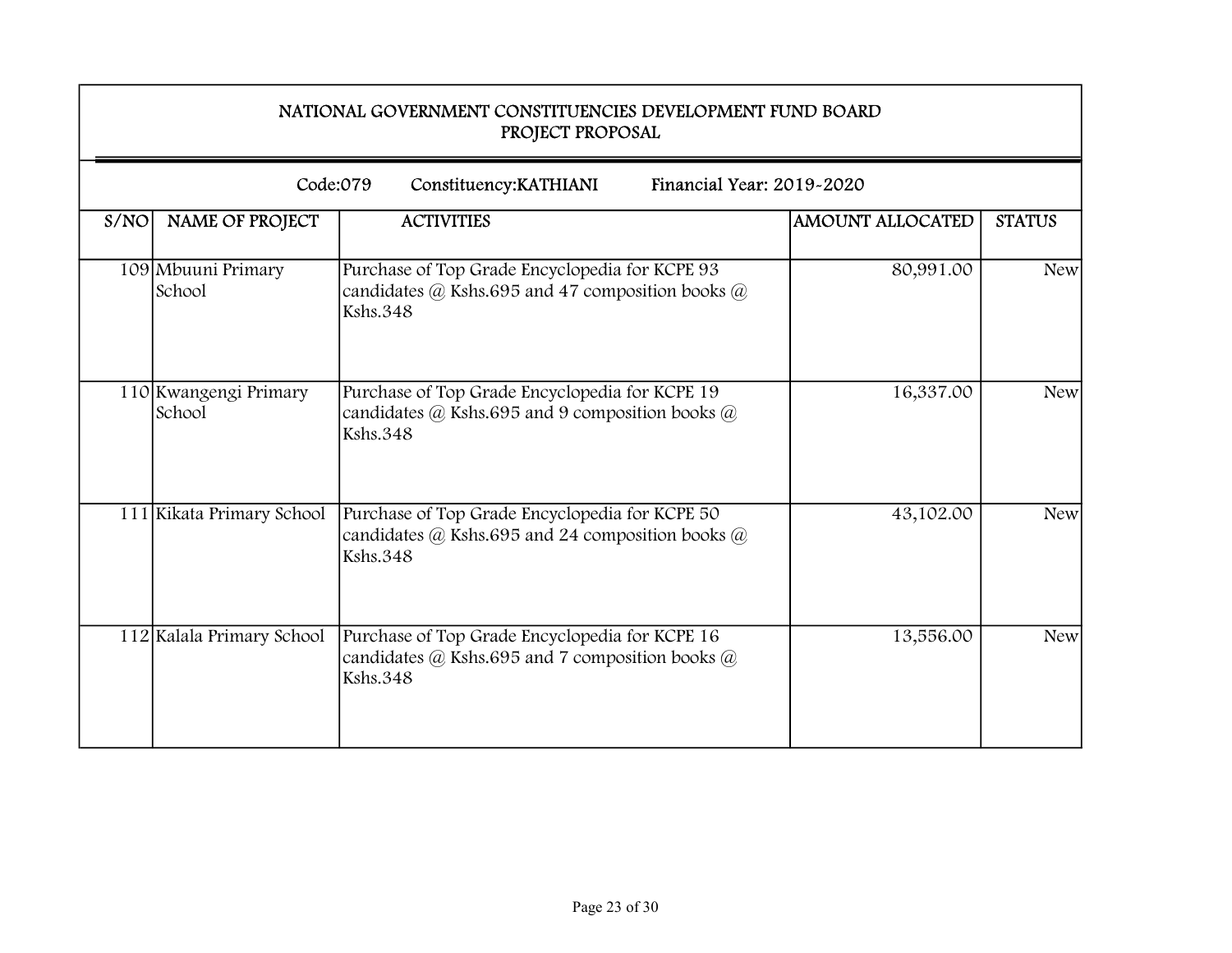# NATIONAL GOVERNMENT CONSTITUENCIES DEVELOPMENT FUND BOARD
## PROJECT PROPOSAL

Code:079 Constituency:KATHIANI Financial Year: 2019-2020

| S/NO | NAME OF PROJECT | ACTIVITIES | AMOUNT ALLOCATED | STATUS |
|---|---|---|---|---|
| 109 | Mbuuni Primary School | Purchase of Top Grade Encyclopedia for KCPE 93 candidates @ Kshs.695 and 47 composition books @ Kshs.348 | 80,991.00 | New |
| 110 | Kwangengi Primary School | Purchase of Top Grade Encyclopedia for KCPE 19 candidates @ Kshs.695 and 9 composition books @ Kshs.348 | 16,337.00 | New |
| 111 | Kikata Primary School | Purchase of Top Grade Encyclopedia for KCPE 50 candidates @ Kshs.695 and 24 composition books @ Kshs.348 | 43,102.00 | New |
| 112 | Kalala Primary School | Purchase of Top Grade Encyclopedia for KCPE 16 candidates @ Kshs.695 and 7 composition books @ Kshs.348 | 13,556.00 | New |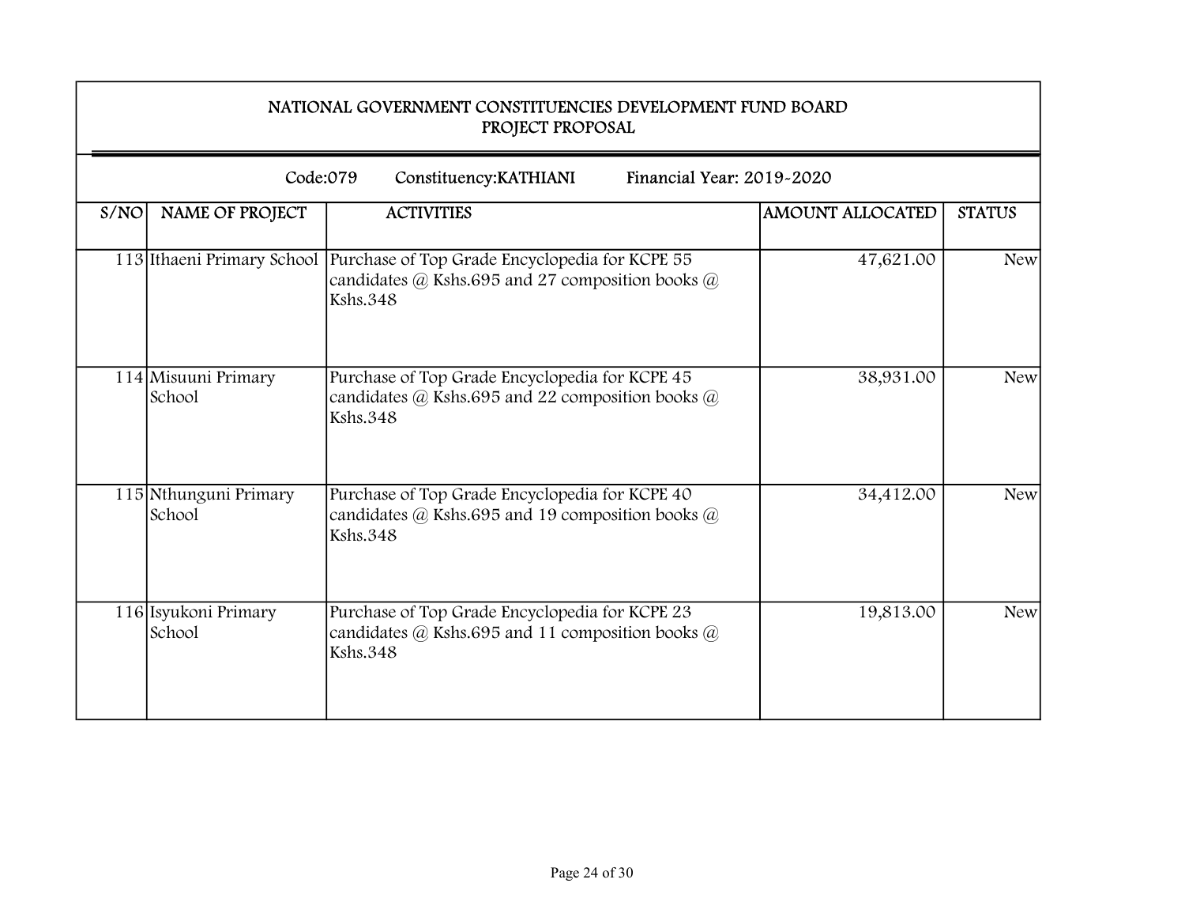# NATIONAL GOVERNMENT CONSTITUENCIES DEVELOPMENT FUND BOARD
## PROJECT PROPOSAL

Code:079 Constituency:KATHIANI Financial Year: 2019-2020

| S/NO | NAME OF PROJECT | ACTIVITIES | AMOUNT ALLOCATED | STATUS |
|---|---|---|---|---|
| 113 | Ithaeni Primary School | Purchase of Top Grade Encyclopedia for KCPE 55 candidates @ Kshs.695 and 27 composition books @ Kshs.348 | 47,621.00 | New |
| 114 | Misuuni Primary School | Purchase of Top Grade Encyclopedia for KCPE 45 candidates @ Kshs.695 and 22 composition books @ Kshs.348 | 38,931.00 | New |
| 115 | Nthunguni Primary School | Purchase of Top Grade Encyclopedia for KCPE 40 candidates @ Kshs.695 and 19 composition books @ Kshs.348 | 34,412.00 | New |
| 116 | Isyukoni Primary School | Purchase of Top Grade Encyclopedia for KCPE 23 candidates @ Kshs.695 and 11 composition books @ Kshs.348 | 19,813.00 | New |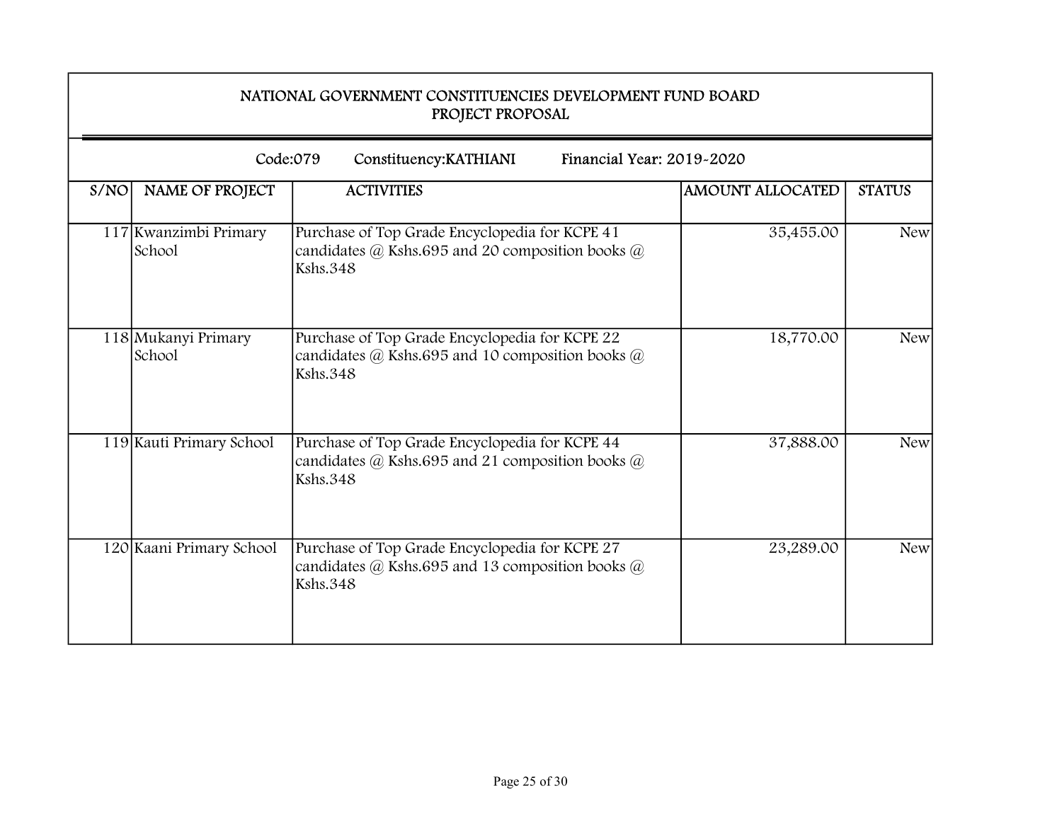# NATIONAL GOVERNMENT CONSTITUENCIES DEVELOPMENT FUND BOARD
## PROJECT PROPOSAL

Code:079 Constituency:KATHIANI Financial Year: 2019-2020

| S/NO | NAME OF PROJECT | ACTIVITIES | AMOUNT ALLOCATED | STATUS |
|---|---|---|---|---|
| 117 | Kwanzimbi Primary School | Purchase of Top Grade Encyclopedia for KCPE 41 candidates @ Kshs.695 and 20 composition books @ Kshs.348 | 35,455.00 | New |
| 118 | Mukanyi Primary School | Purchase of Top Grade Encyclopedia for KCPE 22 candidates @ Kshs.695 and 10 composition books @ Kshs.348 | 18,770.00 | New |
| 119 | Kauti Primary School | Purchase of Top Grade Encyclopedia for KCPE 44 candidates @ Kshs.695 and 21 composition books @ Kshs.348 | 37,888.00 | New |
| 120 | Kaani Primary School | Purchase of Top Grade Encyclopedia for KCPE 27 candidates @ Kshs.695 and 13 composition books @ Kshs.348 | 23,289.00 | New |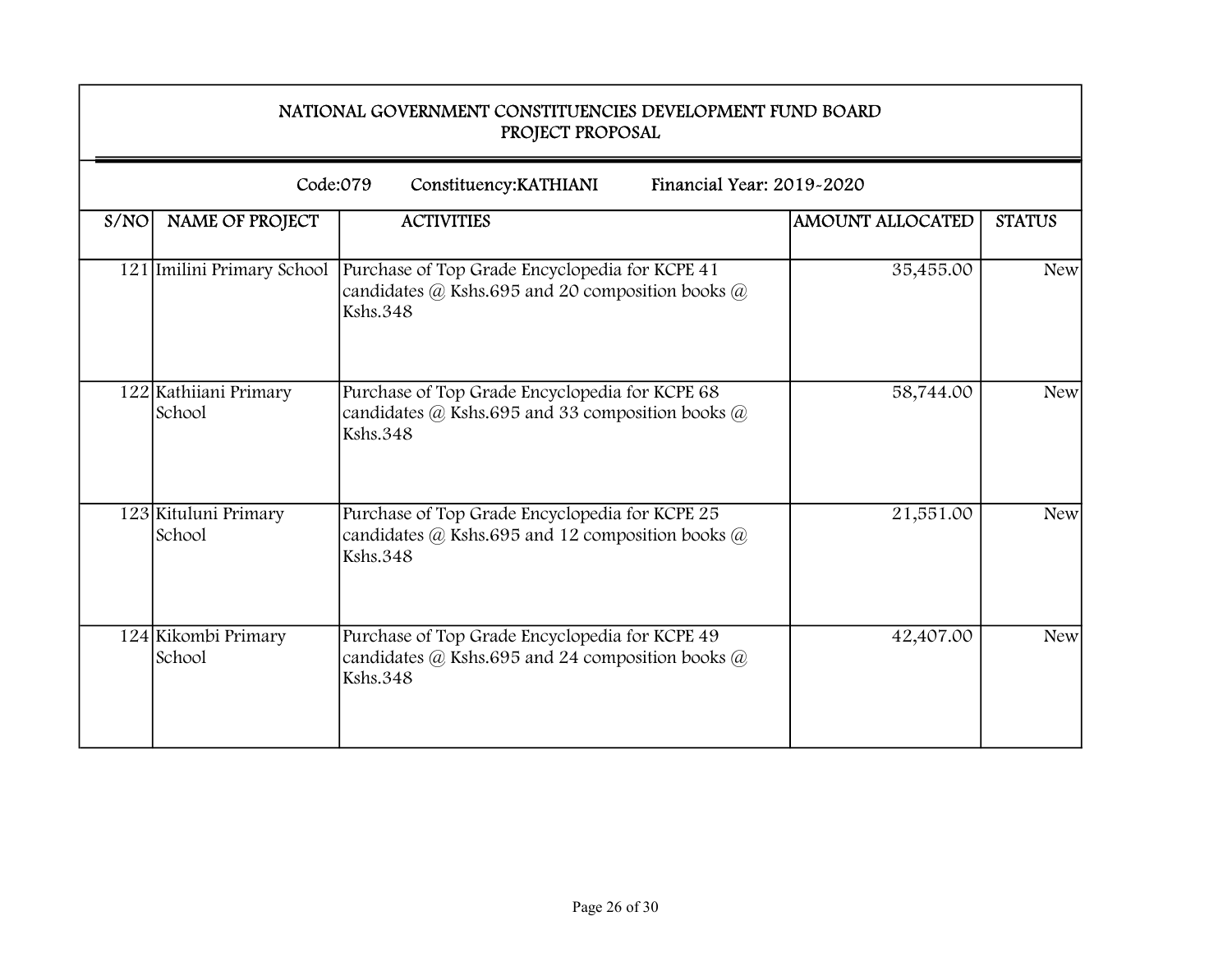## NATIONAL GOVERNMENT CONSTITUENCIES DEVELOPMENT FUND BOARD
## PROJECT PROPOSAL

Code:079 Constituency:KATHIANI Financial Year: 2019-2020

| S/NO | NAME OF PROJECT | ACTIVITIES | AMOUNT ALLOCATED | STATUS |
|---|---|---|---|---|
| 121 | Imilini Primary School | Purchase of Top Grade Encyclopedia for KCPE 41 candidates @ Kshs.695 and 20 composition books @ Kshs.348 | 35,455.00 | New |
| 122 | Kathiiani Primary School | Purchase of Top Grade Encyclopedia for KCPE 68 candidates @ Kshs.695 and 33 composition books @ Kshs.348 | 58,744.00 | New |
| 123 | Kituluni Primary School | Purchase of Top Grade Encyclopedia for KCPE 25 candidates @ Kshs.695 and 12 composition books @ Kshs.348 | 21,551.00 | New |
| 124 | Kikombi Primary School | Purchase of Top Grade Encyclopedia for KCPE 49 candidates @ Kshs.695 and 24 composition books @ Kshs.348 | 42,407.00 | New |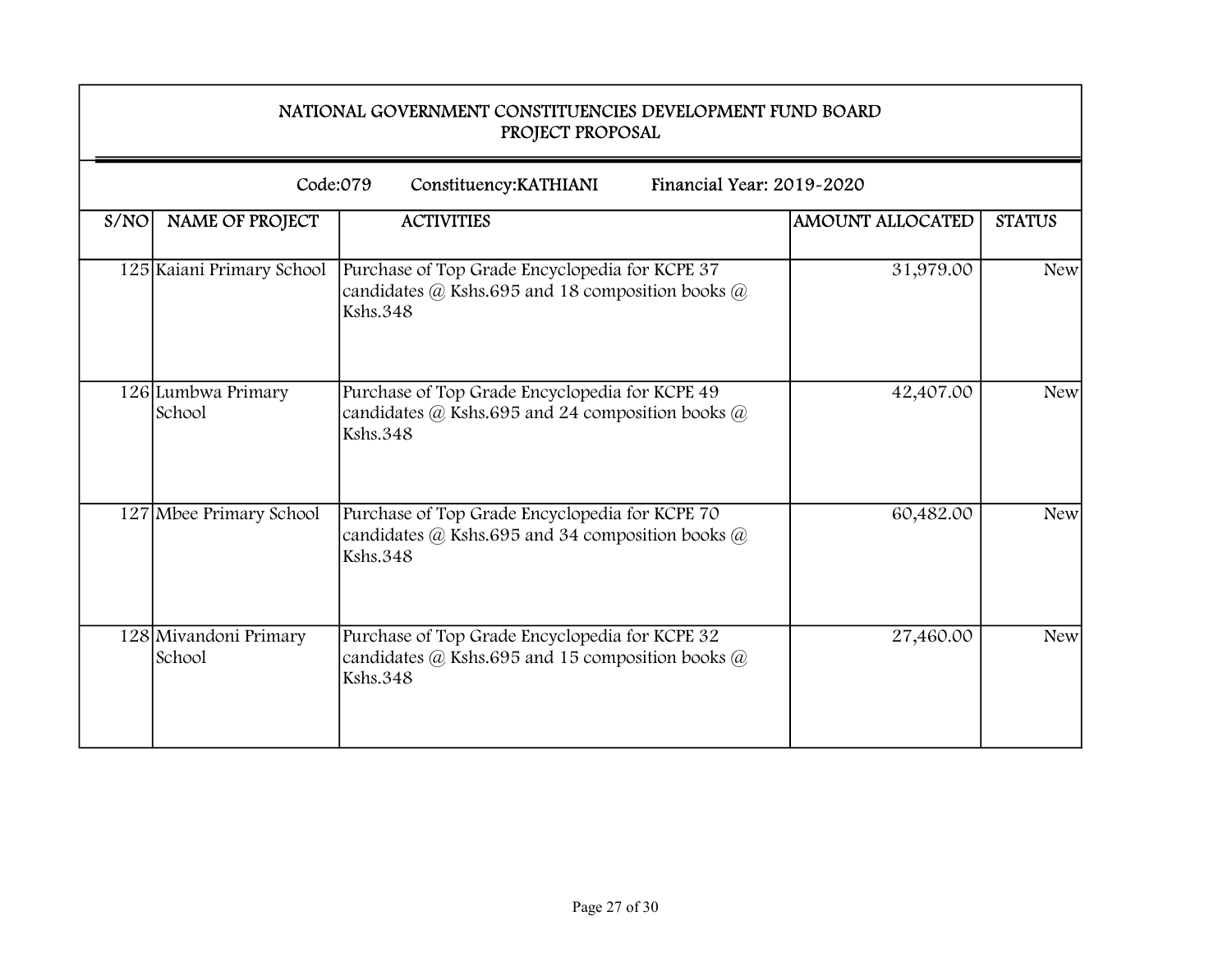## NATIONAL GOVERNMENT CONSTITUENCIES DEVELOPMENT FUND BOARD
## PROJECT PROPOSAL

Code:079 Constituency:KATHIANI Financial Year: 2019-2020

| S/NO | NAME OF PROJECT | ACTIVITIES | AMOUNT ALLOCATED | STATUS |
|---|---|---|---|---|
| 125 | Kaiani Primary School | Purchase of Top Grade Encyclopedia for KCPE 37 candidates @ Kshs.695 and 18 composition books @ Kshs.348 | 31,979.00 | New |
| 126 | Lumbwa Primary School | Purchase of Top Grade Encyclopedia for KCPE 49 candidates @ Kshs.695 and 24 composition books @ Kshs.348 | 42,407.00 | New |
| 127 | Mbee Primary School | Purchase of Top Grade Encyclopedia for KCPE 70 candidates @ Kshs.695 and 34 composition books @ Kshs.348 | 60,482.00 | New |
| 128 | Mivandoni Primary School | Purchase of Top Grade Encyclopedia for KCPE 32 candidates @ Kshs.695 and 15 composition books @ Kshs.348 | 27,460.00 | New |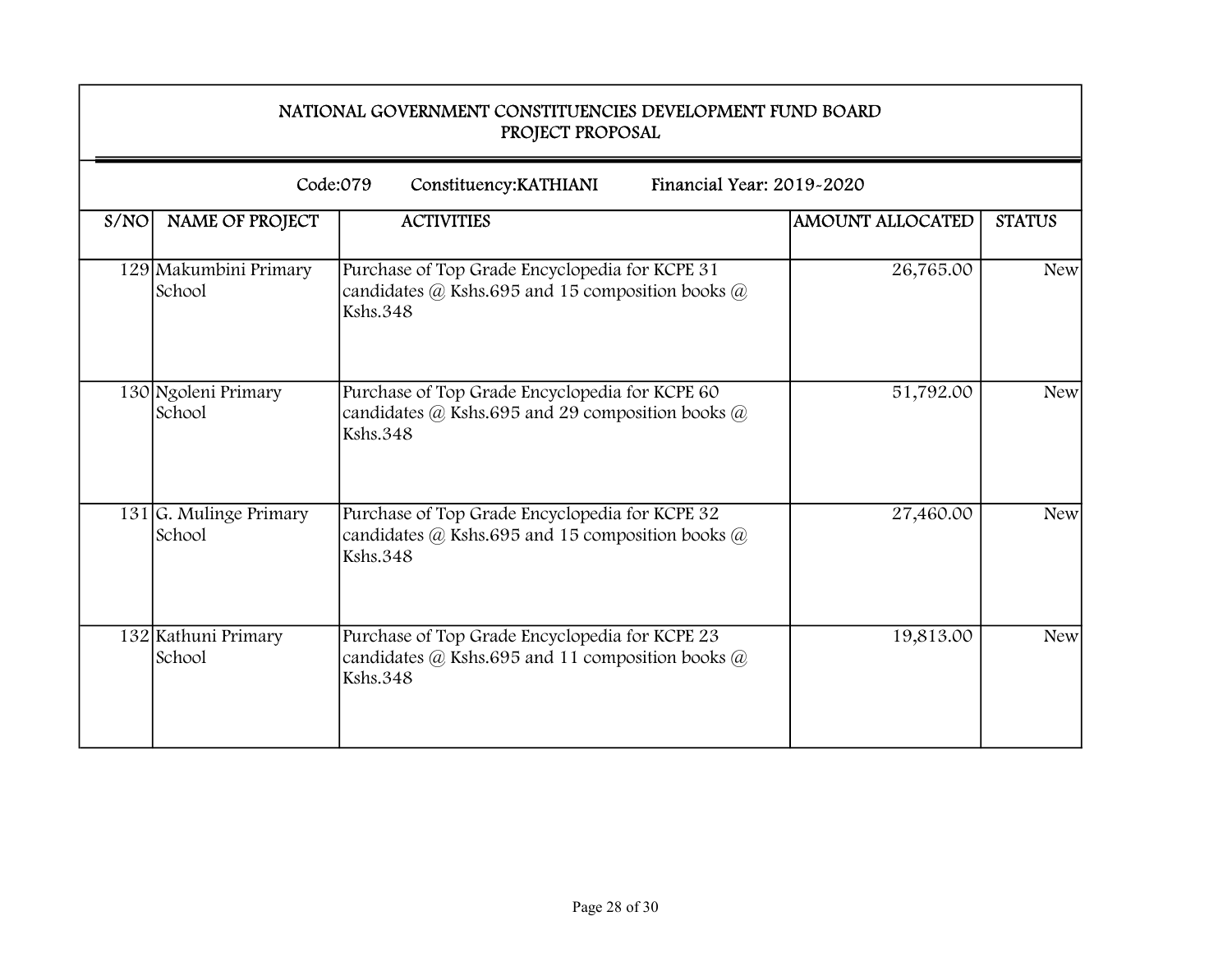# NATIONAL GOVERNMENT CONSTITUENCIES DEVELOPMENT FUND BOARD
## PROJECT PROPOSAL

Code:079 Constituency:KATHIANI Financial Year: 2019-2020

| S/NO | NAME OF PROJECT | ACTIVITIES | AMOUNT ALLOCATED | STATUS |
|---|---|---|---|---|
| 129 | Makumbini Primary School | Purchase of Top Grade Encyclopedia for KCPE 31 candidates @ Kshs.695 and 15 composition books @ Kshs.348 | 26,765.00 | New |
| 130 | Ngoleni Primary School | Purchase of Top Grade Encyclopedia for KCPE 60 candidates @ Kshs.695 and 29 composition books @ Kshs.348 | 51,792.00 | New |
| 131 | G. Mulinge Primary School | Purchase of Top Grade Encyclopedia for KCPE 32 candidates @ Kshs.695 and 15 composition books @ Kshs.348 | 27,460.00 | New |
| 132 | Kathuni Primary School | Purchase of Top Grade Encyclopedia for KCPE 23 candidates @ Kshs.695 and 11 composition books @ Kshs.348 | 19,813.00 | New |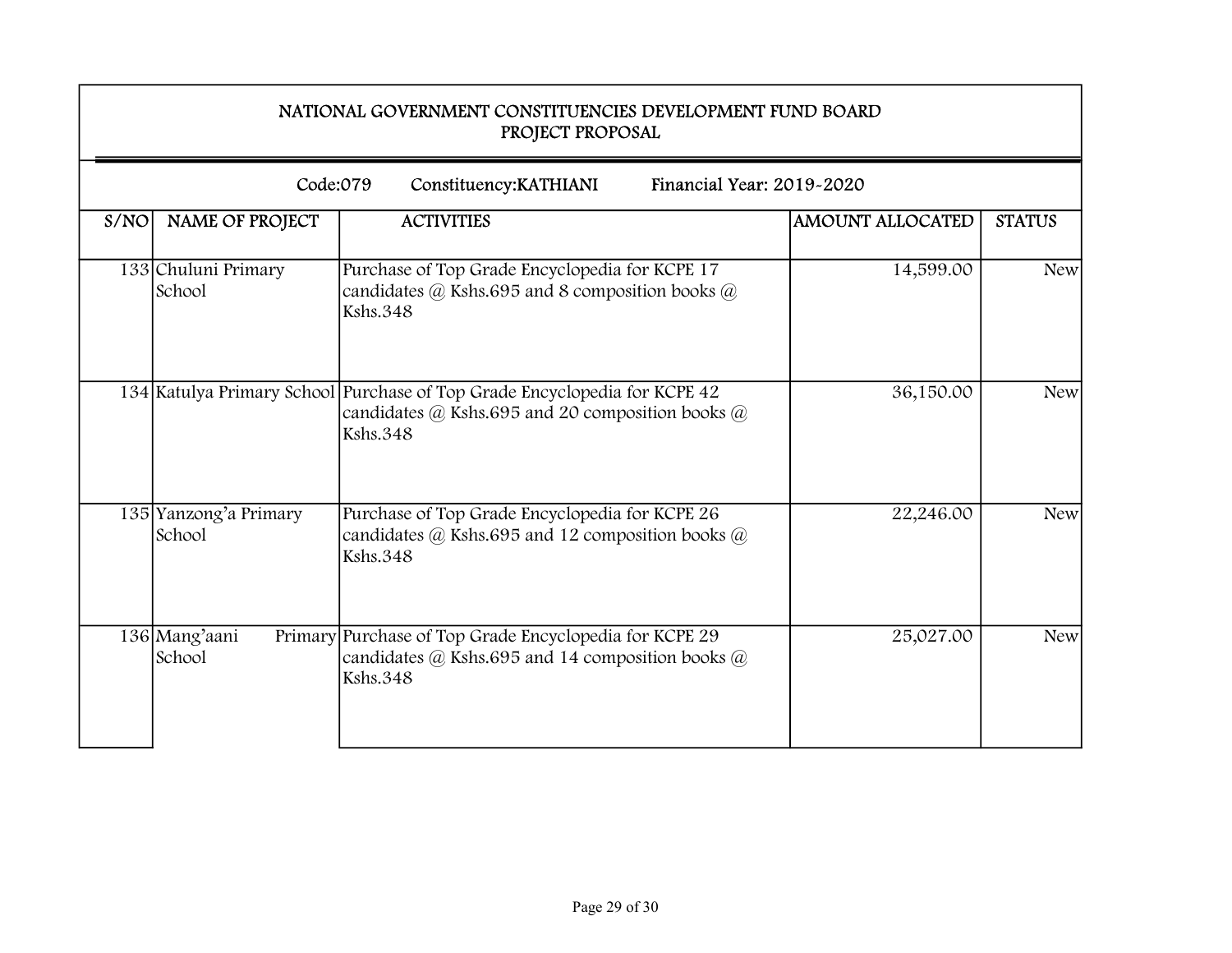## NATIONAL GOVERNMENT CONSTITUENCIES DEVELOPMENT FUND BOARD
## PROJECT PROPOSAL

Code:079 Constituency:KATHIANI Financial Year: 2019-2020

| S/NO | NAME OF PROJECT | ACTIVITIES | AMOUNT ALLOCATED | STATUS |
|---|---|---|---|---|
| 133 | Chuluni Primary School | Purchase of Top Grade Encyclopedia for KCPE 17 candidates @ Kshs.695 and 8 composition books @ Kshs.348 | 14,599.00 | New |
| 134 | Katulya Primary School | Purchase of Top Grade Encyclopedia for KCPE 42 candidates @ Kshs.695 and 20 composition books @ Kshs.348 | 36,150.00 | New |
| 135 | Yanzong'a Primary School | Purchase of Top Grade Encyclopedia for KCPE 26 candidates @ Kshs.695 and 12 composition books @ Kshs.348 | 22,246.00 | New |
| 136 | Mang'aani Primary School | Purchase of Top Grade Encyclopedia for KCPE 29 candidates @ Kshs.695 and 14 composition books @ Kshs.348 | 25,027.00 | New |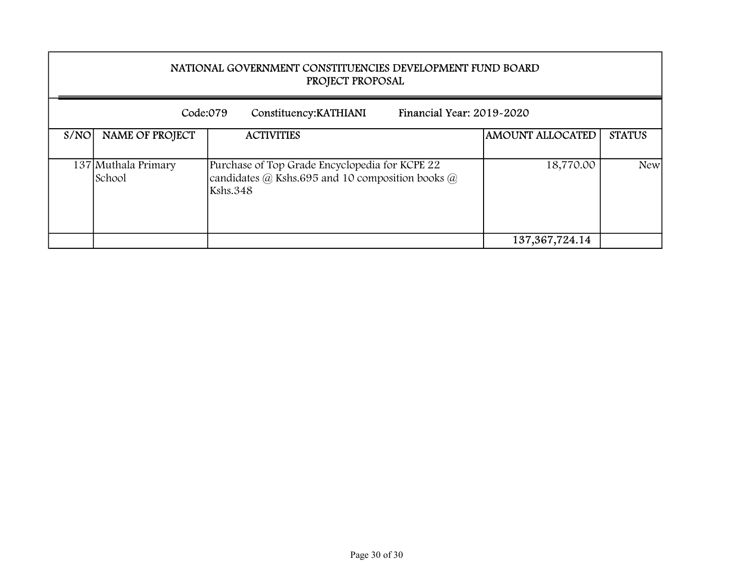## NATIONAL GOVERNMENT CONSTITUENCIES DEVELOPMENT FUND BOARD
## PROJECT PROPOSAL

Code:079 Constituency:KATHIANI Financial Year: 2019-2020

| S/NO | NAME OF PROJECT | ACTIVITIES | AMOUNT ALLOCATED | STATUS |
|---|---|---|---|---|
| 137 | Muthala Primary School | Purchase of Top Grade Encyclopedia for KCPE 22 candidates @ Kshs.695 and 10 composition books @ Kshs.348 | 18,770.00 | New |
| | | | 137,367,724.14 | |